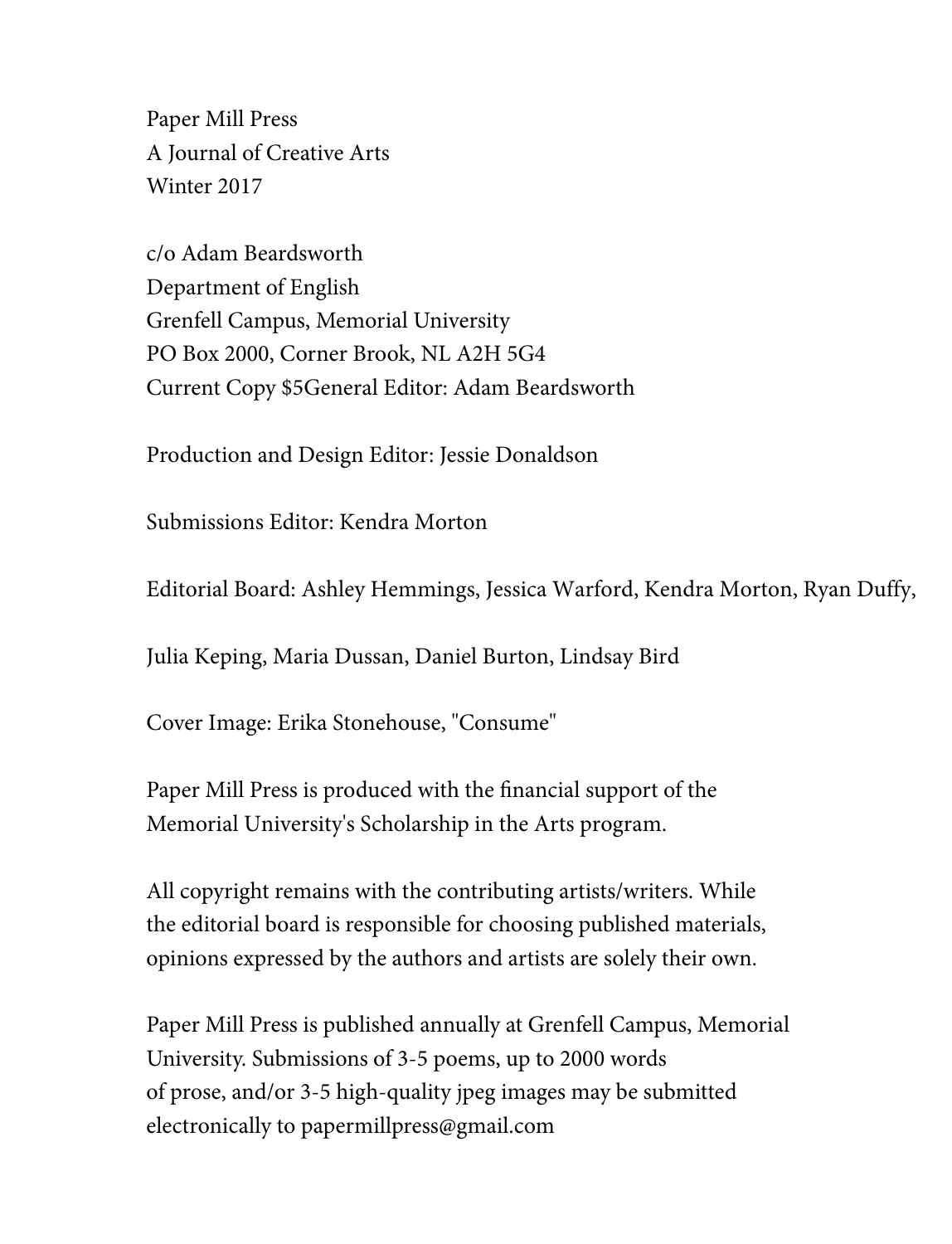Paper Mill Press
A Journal of Creative Arts
Winter 2017

c/o Adam Beardsworth
Department of English
Grenfell Campus, Memorial University
PO Box 2000, Corner Brook, NL A2H 5G4
Current Copy $5General Editor: Adam Beardsworth

Production and Design Editor: Jessie Donaldson

Submissions Editor: Kendra Morton

Editorial Board: Ashley Hemmings, Jessica Warford, Kendra Morton, Ryan Duffy,

Julia Keping, Maria Dussan, Daniel Burton, Lindsay Bird

Cover Image: Erika Stonehouse, "Consume"

Paper Mill Press is produced with the financial support of the
Memorial University's Scholarship in the Arts program.

All copyright remains with the contributing artists/writers. While
the editorial board is responsible for choosing published materials,
opinions expressed by the authors and artists are solely their own.

Paper Mill Press is published annually at Grenfell Campus, Memorial
University. Submissions of 3-5 poems, up to 2000 words
of prose, and/or 3-5 high-quality jpeg images may be submitted
electronically to papermillpress@gmail.com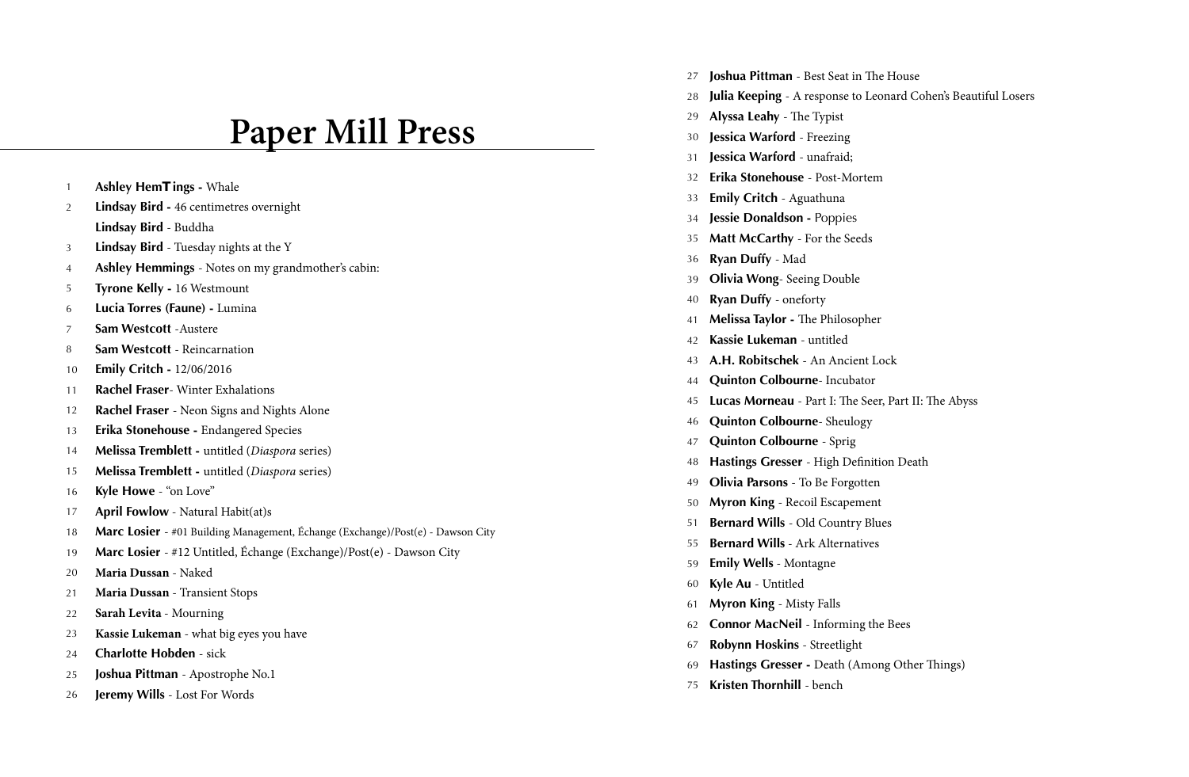# Paper Mill Press

1 **Ashley HemT ings -** Whale
2 **Lindsay Bird -** 46 centimetres overnight
**Lindsay Bird** - Buddha
3 **Lindsay Bird** - Tuesday nights at the Y
4 **Ashley Hemmings** - Notes on my grandmother's cabin:
5 **Tyrone Kelly -** 16 Westmount
6 **Lucia Torres (Faune) -** Lumina
7 **Sam Westcott** -Austere
8 **Sam Westcott** - Reincarnation
10 **Emily Critch -** 12/06/2016
11 **Rachel Fraser**- Winter Exhalations
12 **Rachel Fraser** - Neon Signs and Nights Alone
13 **Erika Stonehouse -** Endangered Species
14 **Melissa Tremblett -** untitled (*Diaspora* series)
15 **Melissa Tremblett -** untitled (*Diaspora* series)
16 **Kyle Howe** - "on Love"
17 **April Fowlow** - Natural Habit(at)s
18 **Marc Losier** - #01 Building Management, Échange (Exchange)/Post(e) - Dawson City
19 **Marc Losier** - #12 Untitled, Échange (Exchange)/Post(e) - Dawson City
20 **Maria Dussan** - Naked
21 **Maria Dussan** - Transient Stops
22 **Sarah Levita** - Mourning
23 **Kassie Lukeman** - what big eyes you have
24 **Charlotte Hobden** - sick
25 **Joshua Pittman** - Apostrophe No.1
26 **Jeremy Wills** - Lost For Words
27 **Joshua Pittman** - Best Seat in The House
28 **Julia Keeping** - A response to Leonard Cohen's Beautiful Losers
29 **Alyssa Leahy** - The Typist
30 **Jessica Warford** - Freezing
31 **Jessica Warford** - unafraid;
32 **Erika Stonehouse** - Post-Mortem
33 **Emily Critch** - Aguathuna
34 **Jessie Donaldson -** Poppies
35 **Matt McCarthy** - For the Seeds
36 **Ryan Duffy** - Mad
39 **Olivia Wong**- Seeing Double
40 **Ryan Duffy** - oneforty
41 **Melissa Taylor -** The Philosopher
42 **Kassie Lukeman** - untitled
43 **A.H. Robitschek** - An Ancient Lock
44 **Quinton Colbourne**- Incubator
45 **Lucas Morneau** - Part I: The Seer, Part II: The Abyss
46 **Quinton Colbourne**- Sheulogy
47 **Quinton Colbourne** - Sprig
48 **Hastings Gresser** - High Definition Death
49 **Olivia Parsons** - To Be Forgotten
50 **Myron King** - Recoil Escapement
51 **Bernard Wills** - Old Country Blues
55 **Bernard Wills** - Ark Alternatives
59 **Emily Wells** - Montagne
60 **Kyle Au** - Untitled
61 **Myron King** - Misty Falls
62 **Connor MacNeil** - Informing the Bees
67 **Robynn Hoskins** - Streetlight
69 **Hastings Gresser -** Death (Among Other Things)
75 **Kristen Thornhill** - bench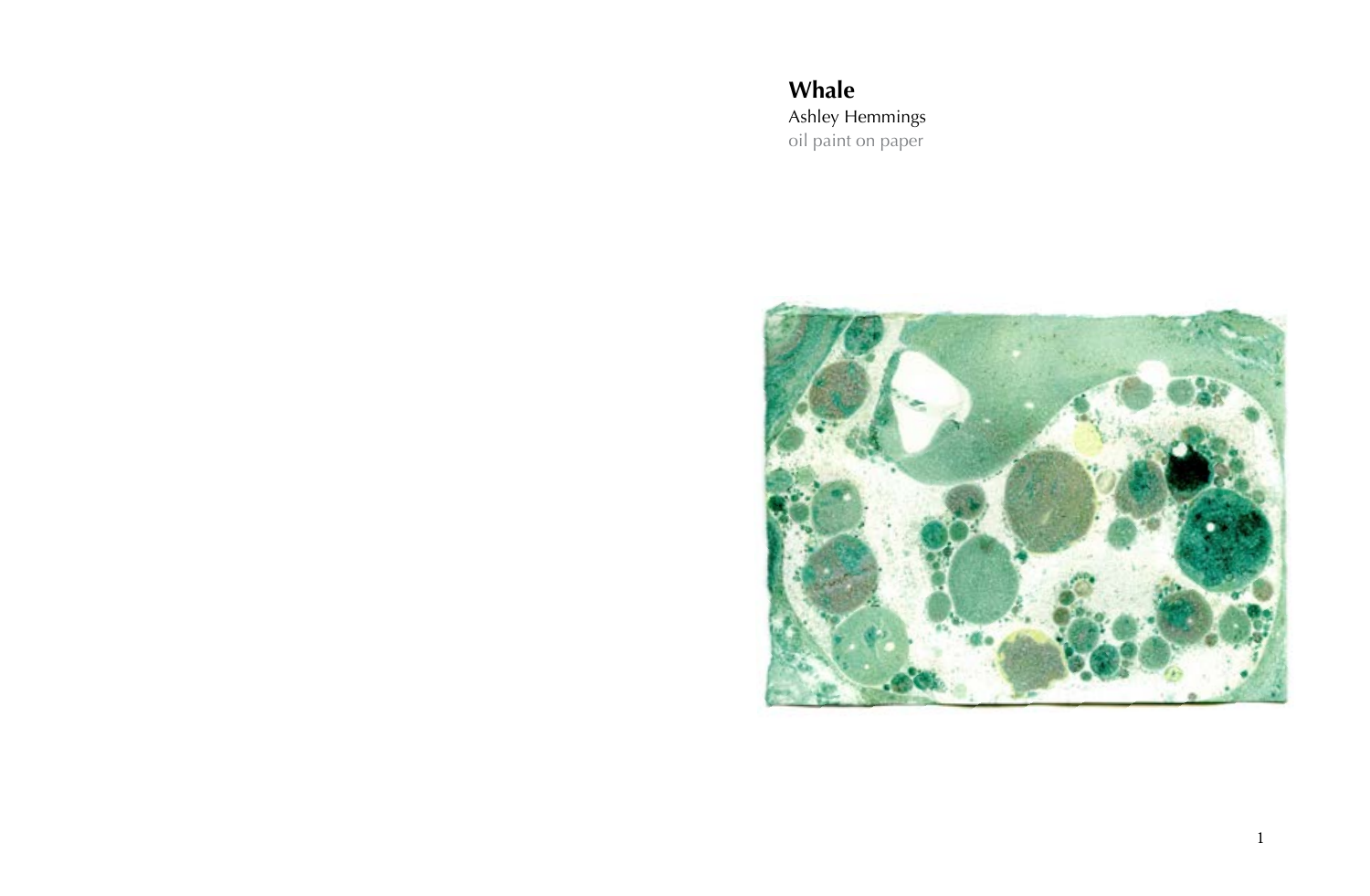**Whale**

Ashley Hemmings

oil paint on paper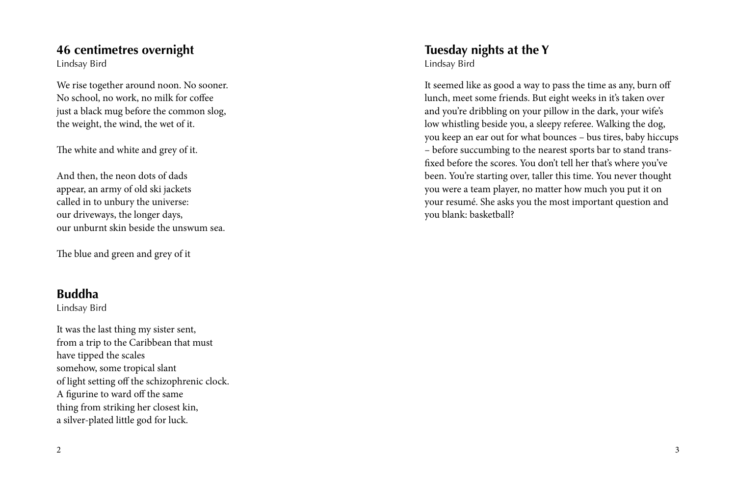## 46 centimetres overnight

Lindsay Bird

We rise together around noon. No sooner.
No school, no work, no milk for coffee
just a black mug before the common slog,
the weight, the wind, the wet of it.

The white and white and grey of it.

And then, the neon dots of dads
appear, an army of old ski jackets
called in to unbury the universe:
our driveways, the longer days,
our unburnt skin beside the unswum sea.

The blue and green and grey of it

## Buddha

Lindsay Bird

It was the last thing my sister sent,
from a trip to the Caribbean that must
have tipped the scales
somehow, some tropical slant
of light setting off the schizophrenic clock.
A figurine to ward off the same
thing from striking her closest kin,
a silver-plated little god for luck.

## Tuesday nights at the Y

Lindsay Bird

It seemed like as good a way to pass the time as any, burn off lunch, meet some friends. But eight weeks in it's taken over and you're dribbling on your pillow in the dark, your wife's low whistling beside you, a sleepy referee. Walking the dog, you keep an ear out for what bounces – bus tires, baby hiccups – before succumbing to the nearest sports bar to stand transfixed before the scores. You don't tell her that's where you've been. You're starting over, taller this time. You never thought you were a team player, no matter how much you put it on your resumé. She asks you the most important question and you blank: basketball?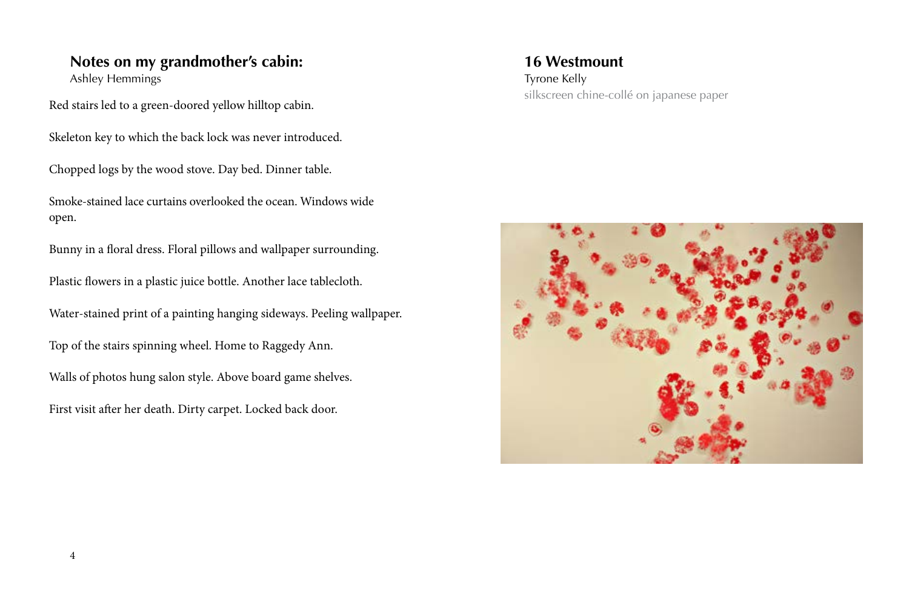## Notes on my grandmother's cabin:

Ashley Hemmings

Red stairs led to a green-doored yellow hilltop cabin.

Skeleton key to which the back lock was never introduced.

Chopped logs by the wood stove. Day bed. Dinner table.

Smoke-stained lace curtains overlooked the ocean. Windows wide open.

Bunny in a floral dress. Floral pillows and wallpaper surrounding.

Plastic flowers in a plastic juice bottle. Another lace tablecloth.

Water-stained print of a painting hanging sideways. Peeling wallpaper.

Top of the stairs spinning wheel. Home to Raggedy Ann.

Walls of photos hung salon style. Above board game shelves.

First visit after her death. Dirty carpet. Locked back door.

## 16 Westmount

Tyrone Kelly

silkscreen chine-collé on japanese paper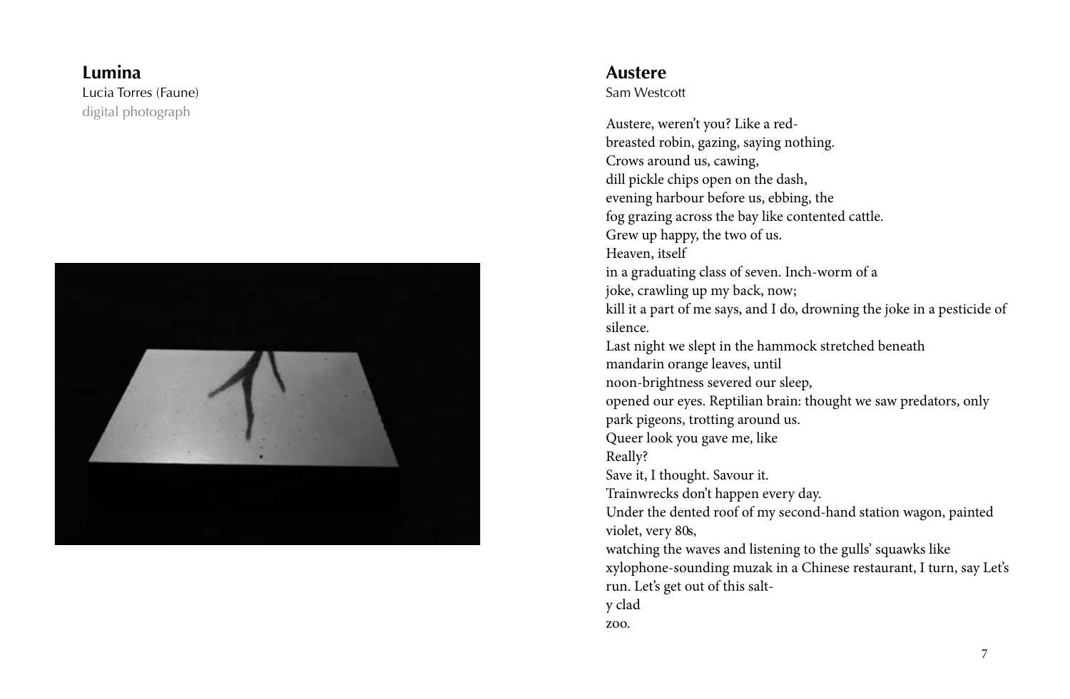## Lumina

Lucia Torres (Faune)

digital photograph

## Austere

Sam Westcott

Austere, weren't you? Like a red-
breasted robin, gazing, saying nothing.
Crows around us, cawing,
dill pickle chips open on the dash,
evening harbour before us, ebbing, the
fog grazing across the bay like contented cattle.
Grew up happy, the two of us.
Heaven, itself
in a graduating class of seven. Inch-worm of a
joke, crawling up my back, now;
kill it a part of me says, and I do, drowning the joke in a pesticide of silence.
Last night we slept in the hammock stretched beneath
mandarin orange leaves, until
noon-brightness severed our sleep,
opened our eyes. Reptilian brain: thought we saw predators, only
park pigeons, trotting around us.
Queer look you gave me, like
Really?
Save it, I thought. Savour it.
Trainwrecks don't happen every day.
Under the dented roof of my second-hand station wagon, painted violet, very 80s,
watching the waves and listening to the gulls' squawks like
xylophone-sounding muzak in a Chinese restaurant, I turn, say Let's run. Let's get out of this salt-
y clad
zoo.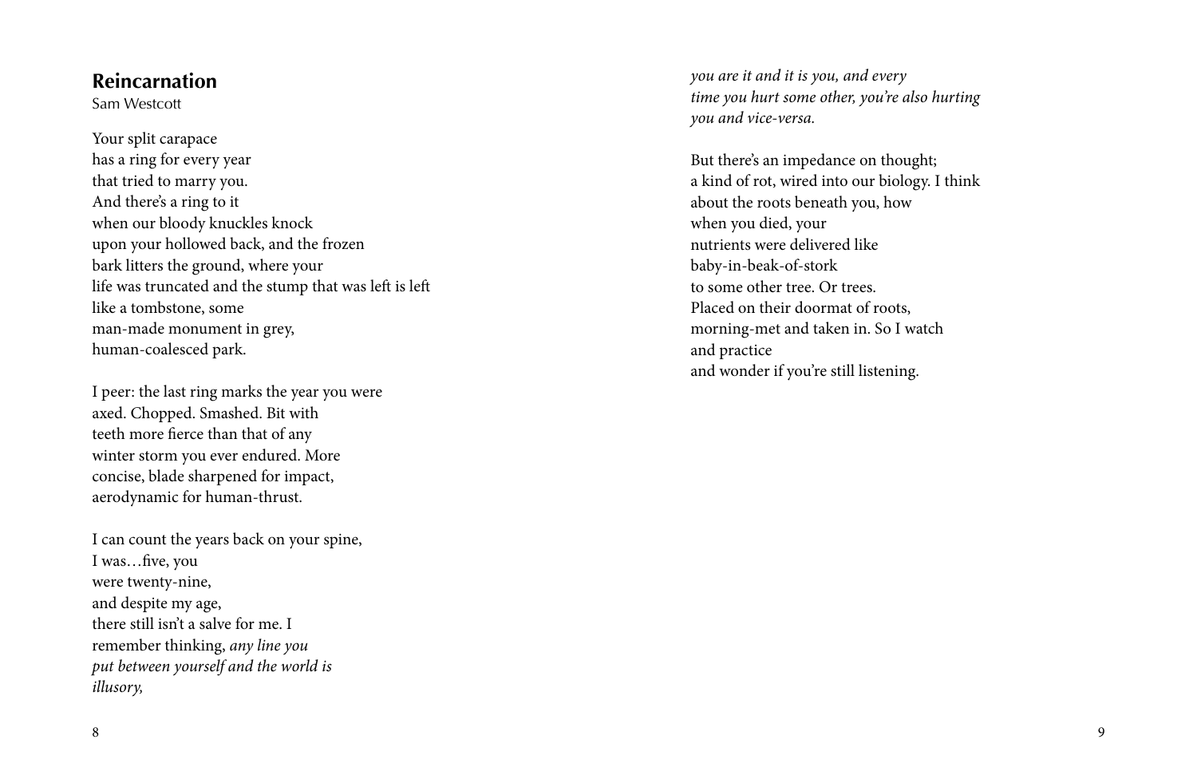## Reincarnation

Sam Westcott

Your split carapace  
has a ring for every year  
that tried to marry you.  
And there's a ring to it  
when our bloody knuckles knock  
upon your hollowed back, and the frozen  
bark litters the ground, where your  
life was truncated and the stump that was left is left  
like a tombstone, some  
man-made monument in grey,  
human-coalesced park.

I peer: the last ring marks the year you were  
axed. Chopped. Smashed. Bit with  
teeth more fierce than that of any  
winter storm you ever endured. More  
concise, blade sharpened for impact,  
aerodynamic for human-thrust.

I can count the years back on your spine,  
I was…five, you  
were twenty-nine,  
and despite my age,  
there still isn't a salve for me. I  
remember thinking, *any line you*  
*put between yourself and the world is*  
*illusory,*  
*you are it and it is you, and every*  
*time you hurt some other, you're also hurting*  
*you and vice-versa.*

But there's an impedance on thought;  
a kind of rot, wired into our biology. I think  
about the roots beneath you, how  
when you died, your  
nutrients were delivered like  
baby-in-beak-of-stork  
to some other tree. Or trees.  
Placed on their doormat of roots,  
morning-met and taken in. So I watch  
and practice  
and wonder if you're still listening.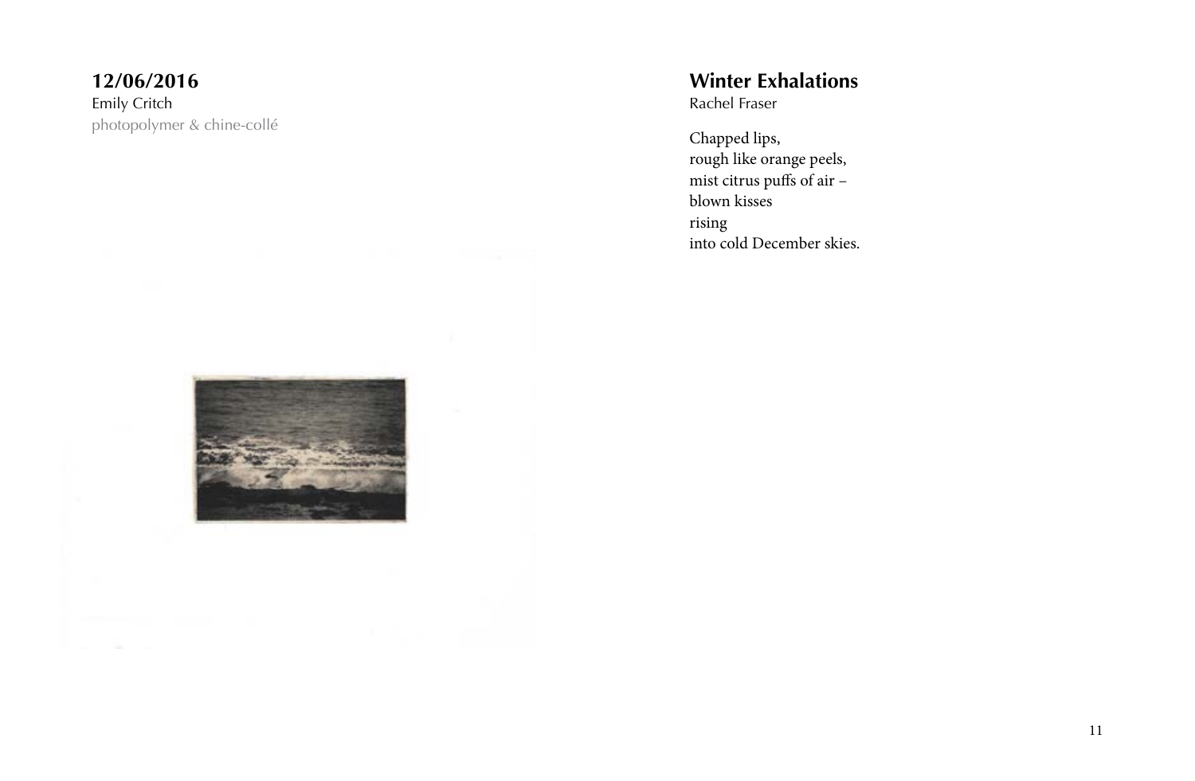## 12/06/2016

Emily Critch

photopolymer & chine-collé

## Winter Exhalations

Rachel Fraser

Chapped lips,  
rough like orange peels,  
mist citrus puffs of air –  
blown kisses  
rising  
into cold December skies.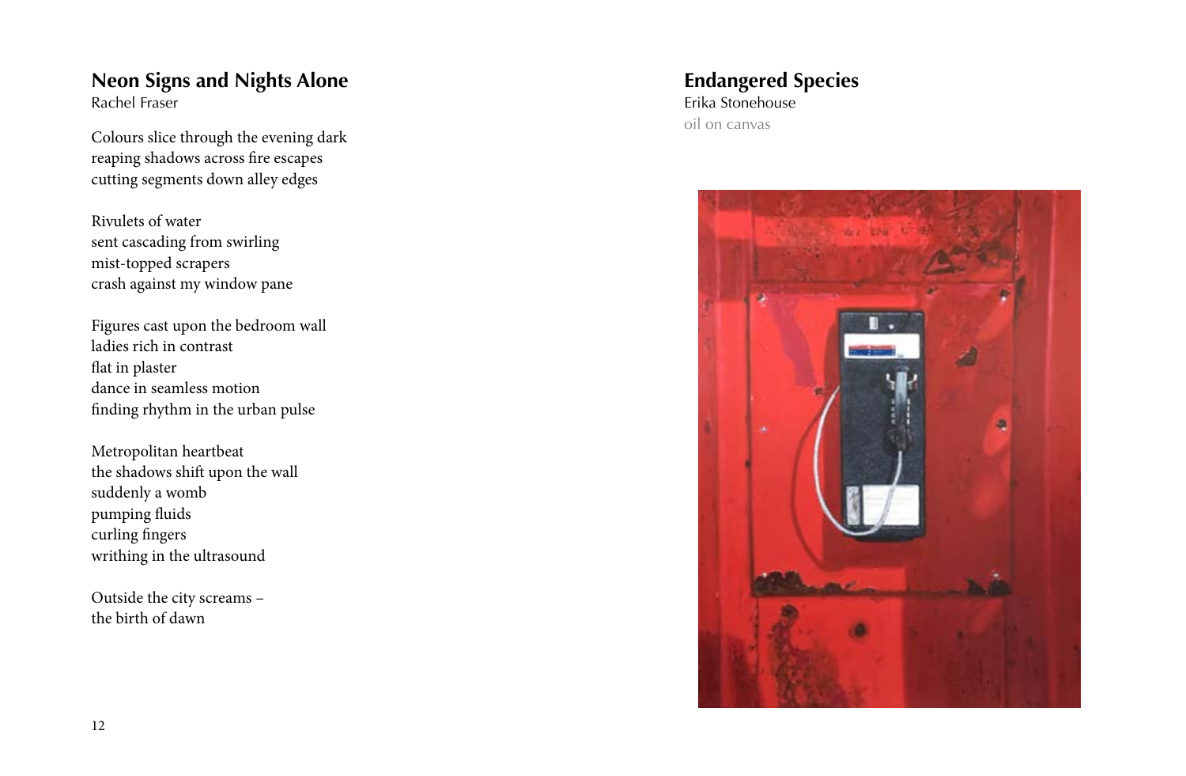## Neon Signs and Nights Alone

Rachel Fraser

Colours slice through the evening dark
reaping shadows across fire escapes
cutting segments down alley edges

Rivulets of water
sent cascading from swirling
mist-topped scrapers
crash against my window pane

Figures cast upon the bedroom wall
ladies rich in contrast
flat in plaster
dance in seamless motion
finding rhythm in the urban pulse

Metropolitan heartbeat
the shadows shift upon the wall
suddenly a womb
pumping fluids
curling fingers
writhing in the ultrasound

Outside the city screams –
the birth of dawn

## Endangered Species

Erika Stonehouse

oil on canvas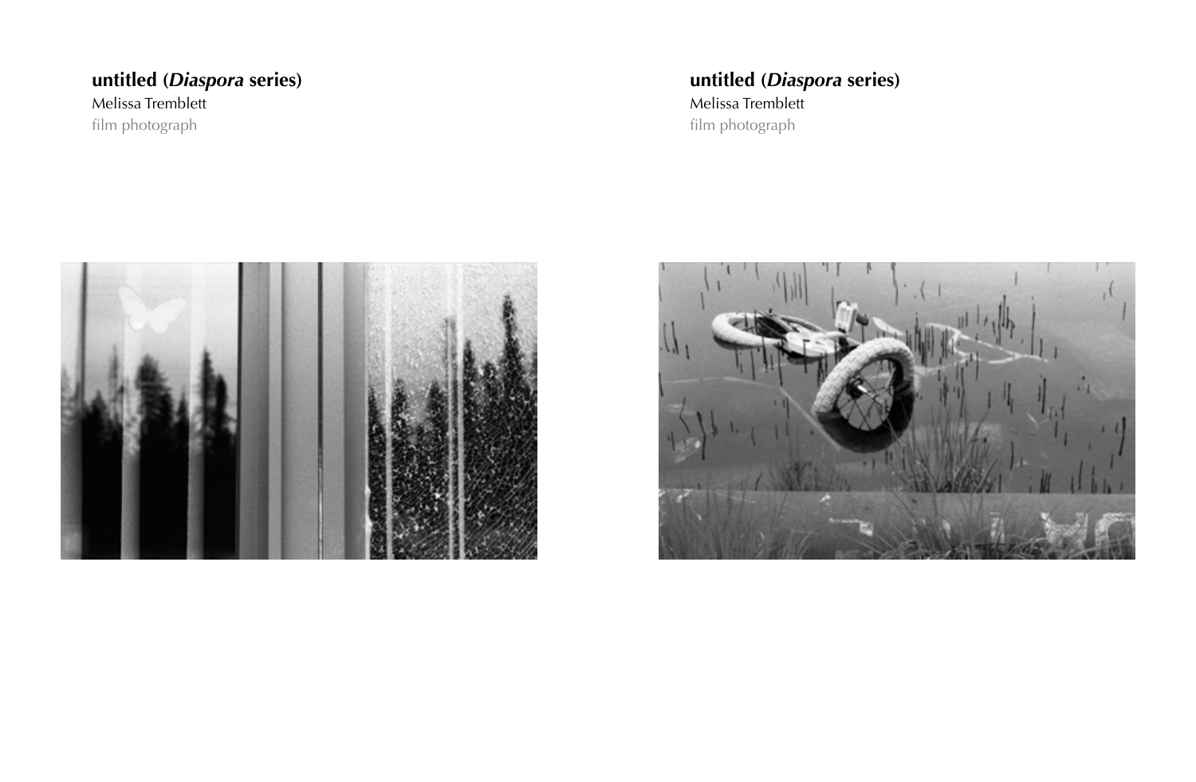**untitled (*Diaspora* series)**
Melissa Tremblett
film photograph

**untitled (*Diaspora* series)**
Melissa Tremblett
film photograph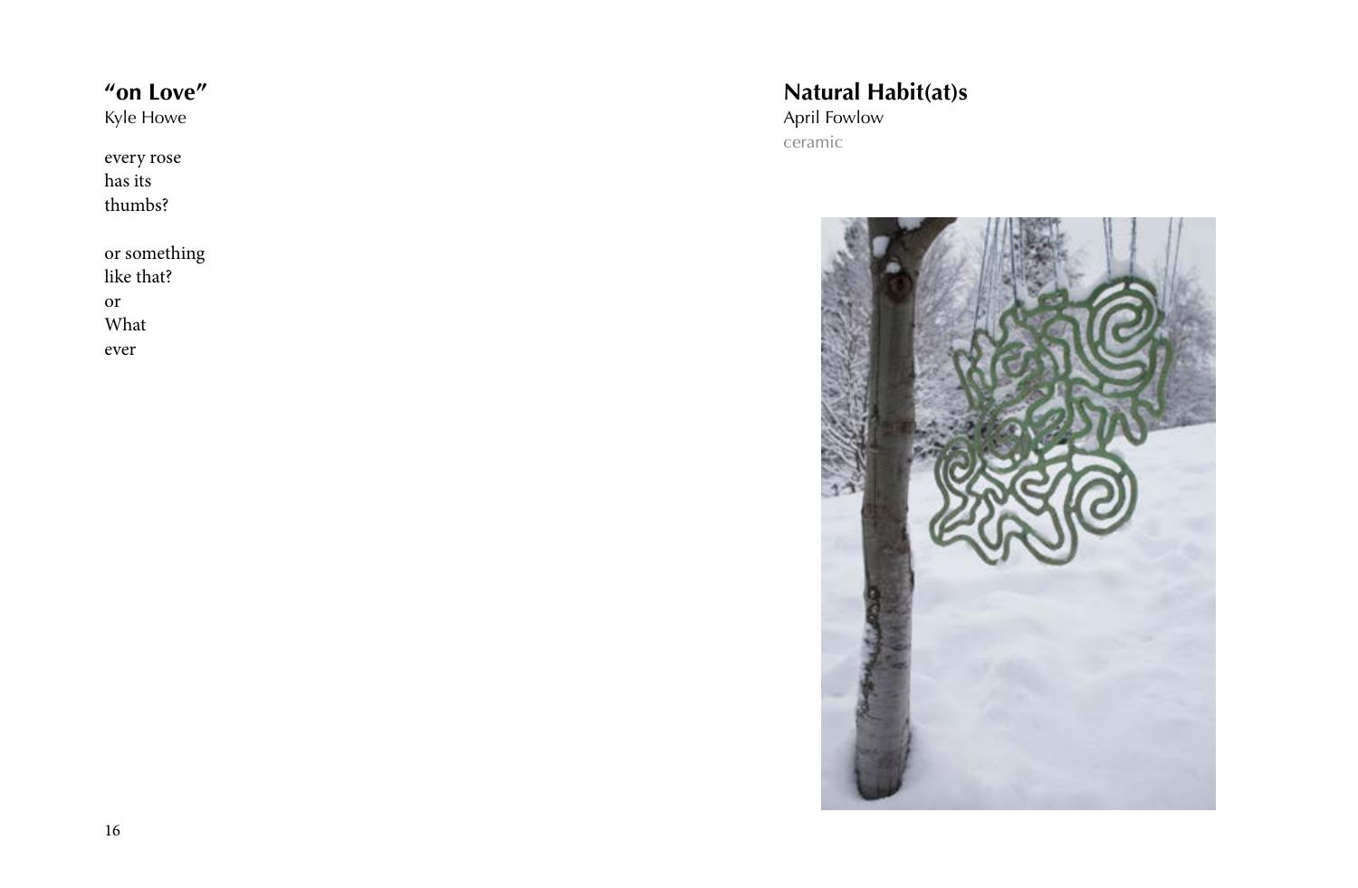## "on Love"

Kyle Howe

every rose  
has its  
thumbs?

or something  
like that?  
or  
What  
ever

## Natural Habit(at)s

April Fowlow

ceramic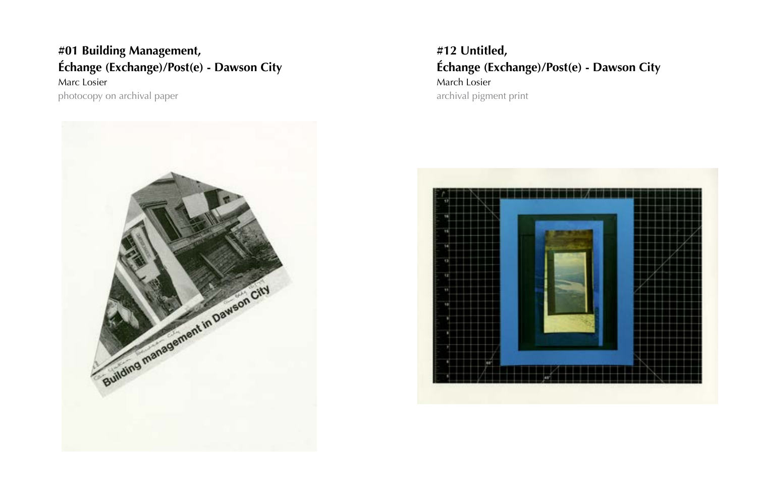**#01 Building Management,**
**Échange (Exchange)/Post(e) - Dawson City**
Marc Losier
photocopy on archival paper

**#12 Untitled,**
**Échange (Exchange)/Post(e) - Dawson City**
March Losier
archival pigment print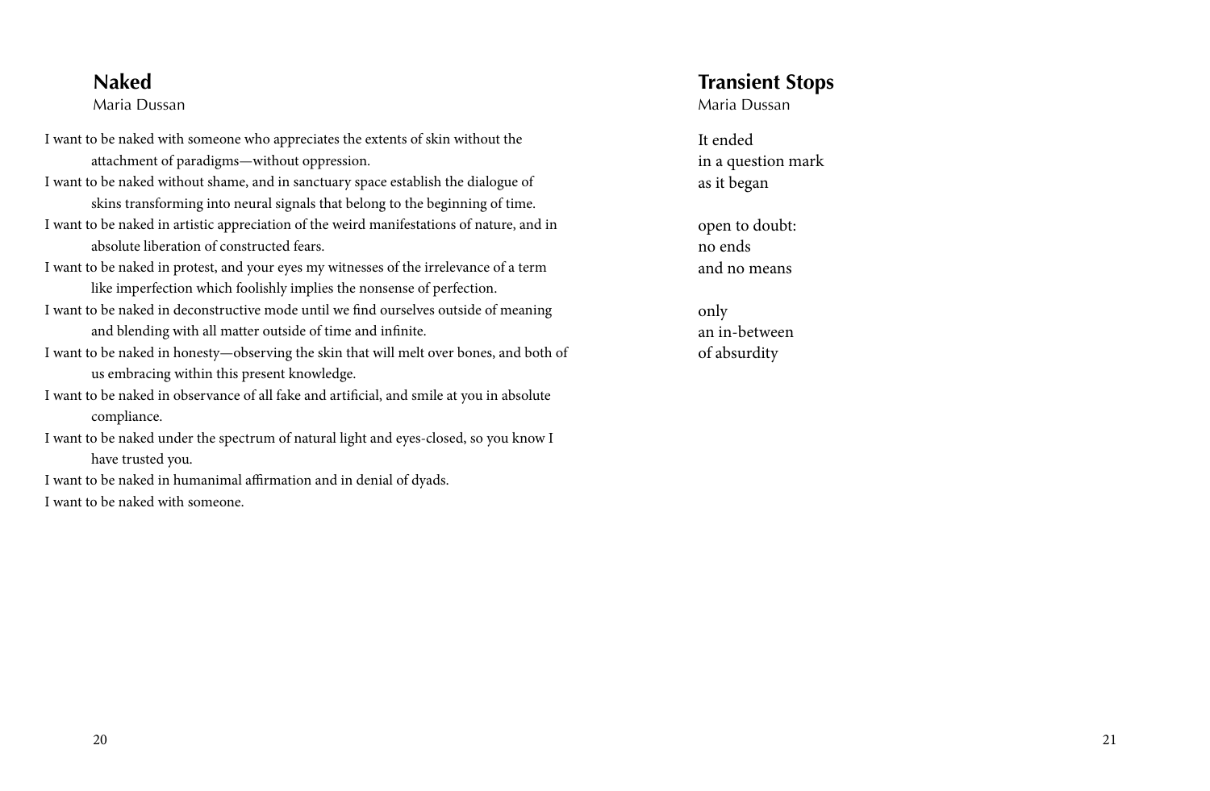## Naked

Maria Dussan

I want to be naked with someone who appreciates the extents of skin without the attachment of paradigms—without oppression.

I want to be naked without shame, and in sanctuary space establish the dialogue of skins transforming into neural signals that belong to the beginning of time.

I want to be naked in artistic appreciation of the weird manifestations of nature, and in absolute liberation of constructed fears.

I want to be naked in protest, and your eyes my witnesses of the irrelevance of a term like imperfection which foolishly implies the nonsense of perfection.

I want to be naked in deconstructive mode until we find ourselves outside of meaning and blending with all matter outside of time and infinite.

I want to be naked in honesty—observing the skin that will melt over bones, and both of us embracing within this present knowledge.

I want to be naked in observance of all fake and artificial, and smile at you in absolute compliance.

I want to be naked under the spectrum of natural light and eyes-closed, so you know I have trusted you.

I want to be naked in humanimal affirmation and in denial of dyads.

I want to be naked with someone.

## Transient Stops

Maria Dussan

It ended  
in a question mark  
as it began

open to doubt:  
no ends  
and no means

only  
an in-between  
of absurdity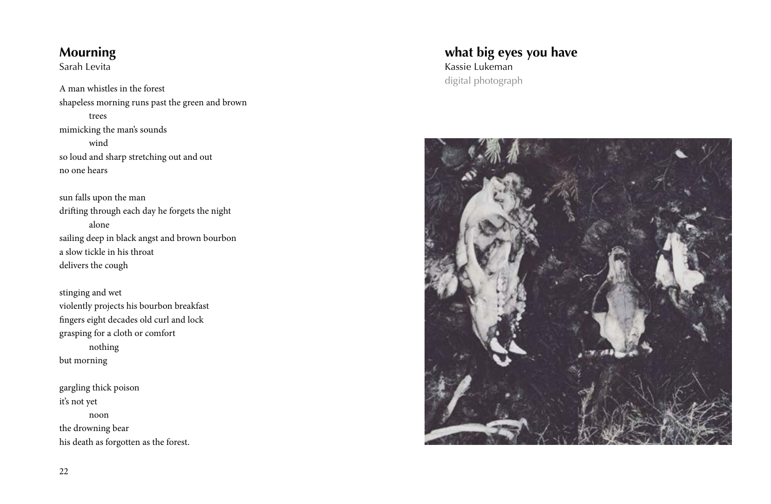## Mourning

Sarah Levita

A man whistles in the forest
shapeless morning runs past the green and brown
        trees
mimicking the man's sounds
        wind
so loud and sharp stretching out and out
no one hears

sun falls upon the man
drifting through each day he forgets the night
        alone
sailing deep in black angst and brown bourbon
a slow tickle in his throat
delivers the cough

stinging and wet
violently projects his bourbon breakfast
fingers eight decades old curl and lock
grasping for a cloth or comfort
        nothing
but morning

gargling thick poison
it's not yet
        noon
the drowning bear
his death as forgotten as the forest.

## what big eyes you have

Kassie Lukeman

digital photograph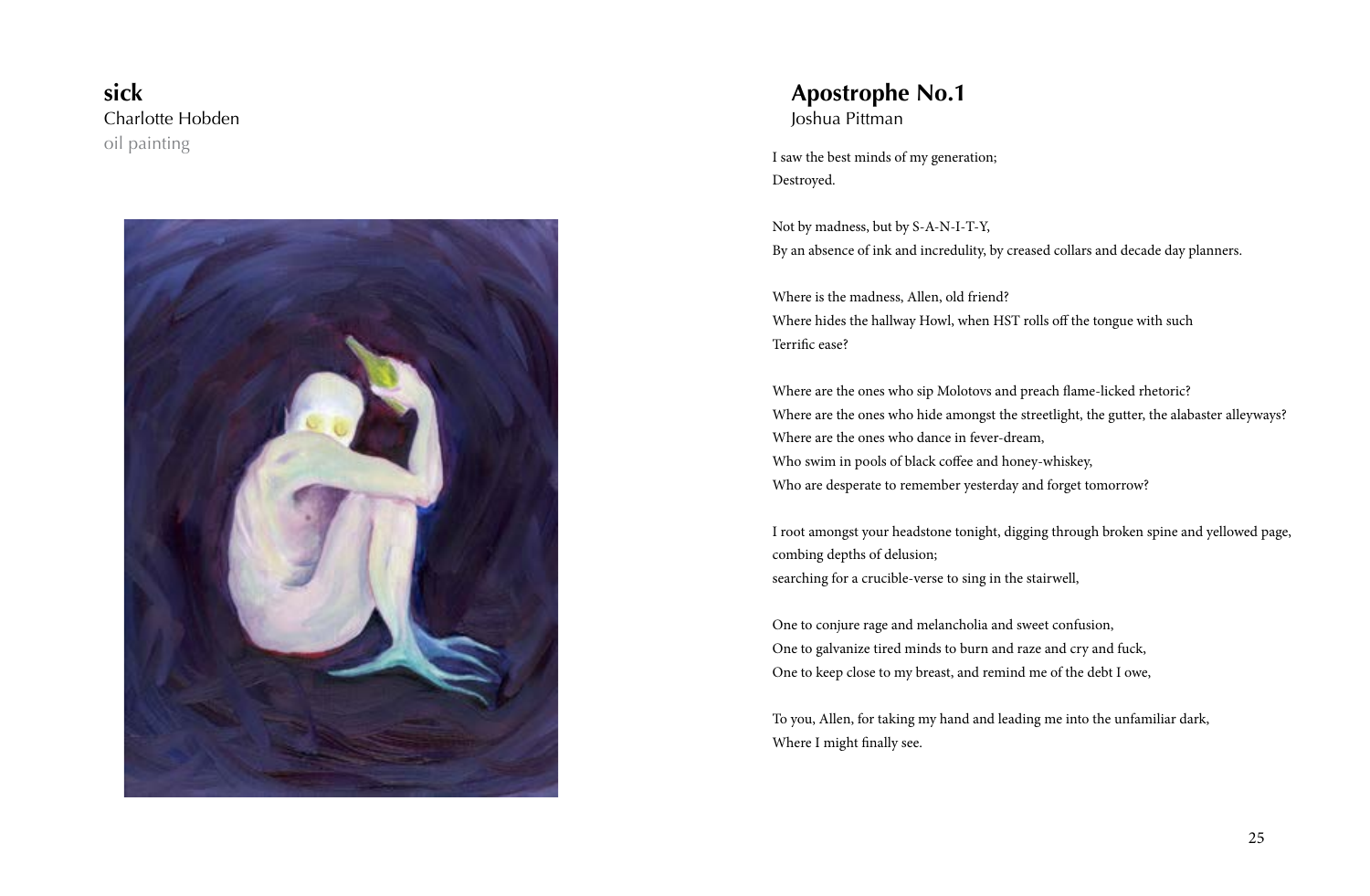## sick

Charlotte Hobden

oil painting

## Apostrophe No.1

Joshua Pittman

I saw the best minds of my generation;
Destroyed.

Not by madness, but by S-A-N-I-T-Y,
By an absence of ink and incredulity, by creased collars and decade day planners.

Where is the madness, Allen, old friend?
Where hides the hallway Howl, when HST rolls off the tongue with such
Terrific ease?

Where are the ones who sip Molotovs and preach flame-licked rhetoric?
Where are the ones who hide amongst the streetlight, the gutter, the alabaster alleyways?
Where are the ones who dance in fever-dream,
Who swim in pools of black coffee and honey-whiskey,
Who are desperate to remember yesterday and forget tomorrow?

I root amongst your headstone tonight, digging through broken spine and yellowed page,
combing depths of delusion;
searching for a crucible-verse to sing in the stairwell,

One to conjure rage and melancholia and sweet confusion,
One to galvanize tired minds to burn and raze and cry and fuck,
One to keep close to my breast, and remind me of the debt I owe,

To you, Allen, for taking my hand and leading me into the unfamiliar dark,
Where I might finally see.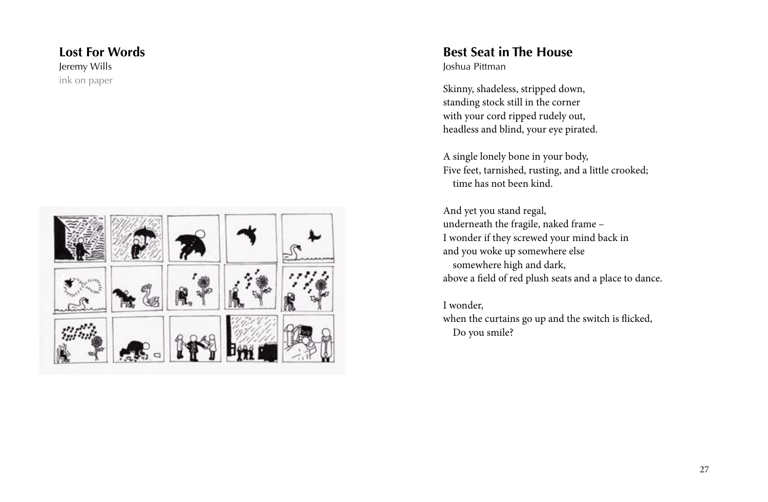## Lost For Words

Jeremy Wills

ink on paper

## Best Seat in The House

Joshua Pittman

Skinny, shadeless, stripped down,
standing stock still in the corner
with your cord ripped rudely out,
headless and blind, your eye pirated.

A single lonely bone in your body,
Five feet, tarnished, rusting, and a little crooked;
time has not been kind.

And yet you stand regal,
underneath the fragile, naked frame –
I wonder if they screwed your mind back in
and you woke up somewhere else
somewhere high and dark,
above a field of red plush seats and a place to dance.

I wonder,
when the curtains go up and the switch is flicked,
Do you smile?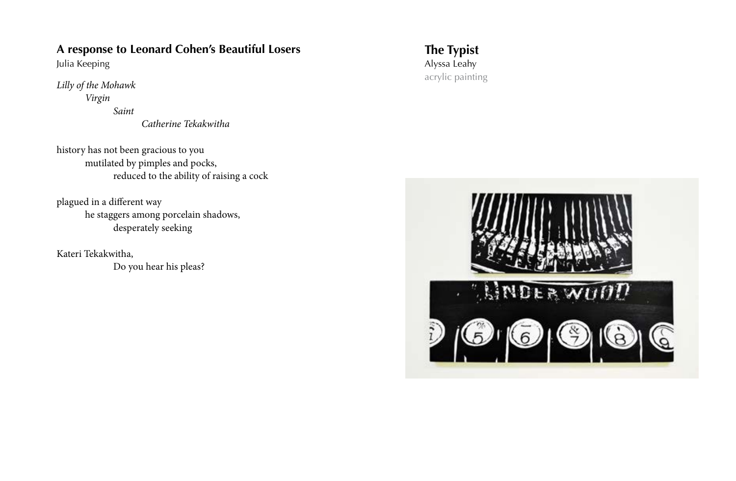## A response to Leonard Cohen's Beautiful Losers

Julia Keeping

*Lilly of the Mohawk*
*Virgin*
*Saint*
*Catherine Tekakwitha*

history has not been gracious to you
mutilated by pimples and pocks,
reduced to the ability of raising a cock

plagued in a different way
he staggers among porcelain shadows,
desperately seeking

Kateri Tekakwitha,
Do you hear his pleas?

## The Typist

Alyssa Leahy

acrylic painting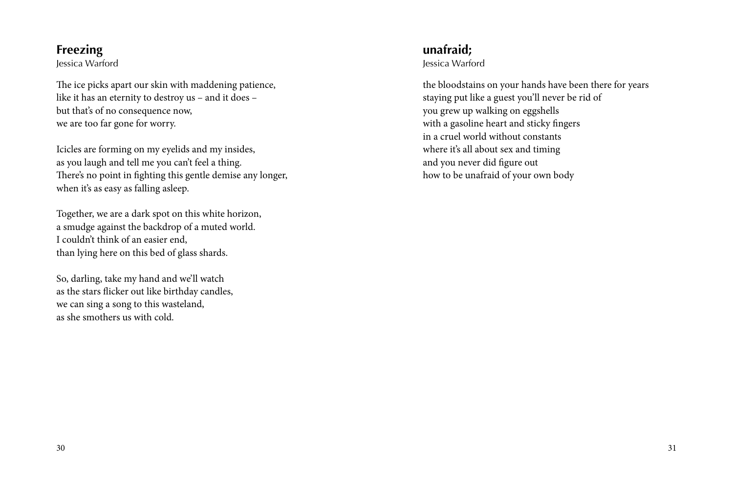## Freezing

Jessica Warford

The ice picks apart our skin with maddening patience,
like it has an eternity to destroy us – and it does –
but that's of no consequence now,
we are too far gone for worry.

Icicles are forming on my eyelids and my insides,
as you laugh and tell me you can't feel a thing.
There's no point in fighting this gentle demise any longer,
when it's as easy as falling asleep.

Together, we are a dark spot on this white horizon,
a smudge against the backdrop of a muted world.
I couldn't think of an easier end,
than lying here on this bed of glass shards.

So, darling, take my hand and we'll watch
as the stars flicker out like birthday candles,
we can sing a song to this wasteland,
as she smothers us with cold.

## unafraid;

Jessica Warford

the bloodstains on your hands have been there for years
staying put like a guest you'll never be rid of
you grew up walking on eggshells
with a gasoline heart and sticky fingers
in a cruel world without constants
where it's all about sex and timing
and you never did figure out
how to be unafraid of your own body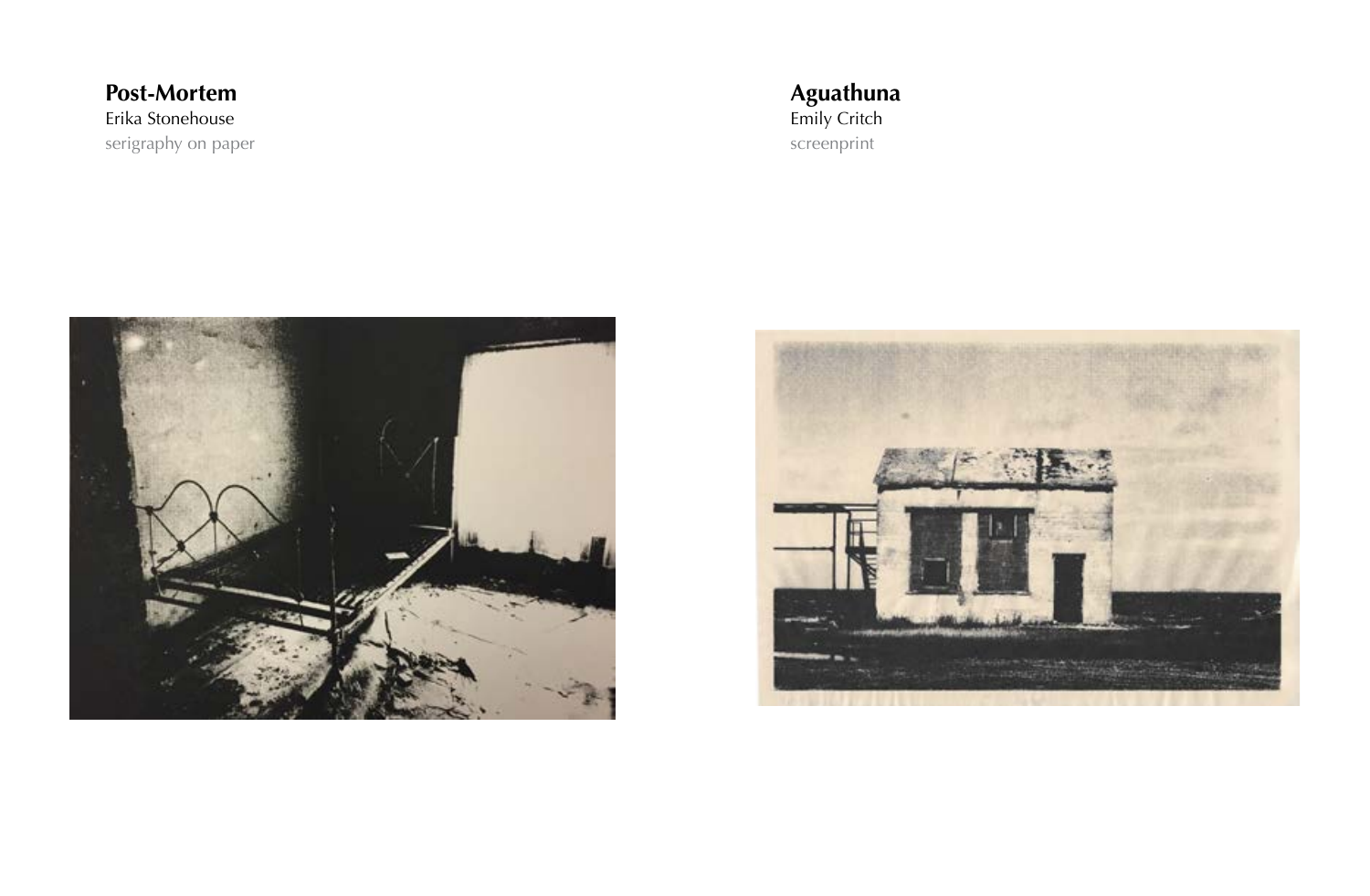**Post-Mortem**
Erika Stonehouse
serigraphy on paper

**Aguathuna**
Emily Critch
screenprint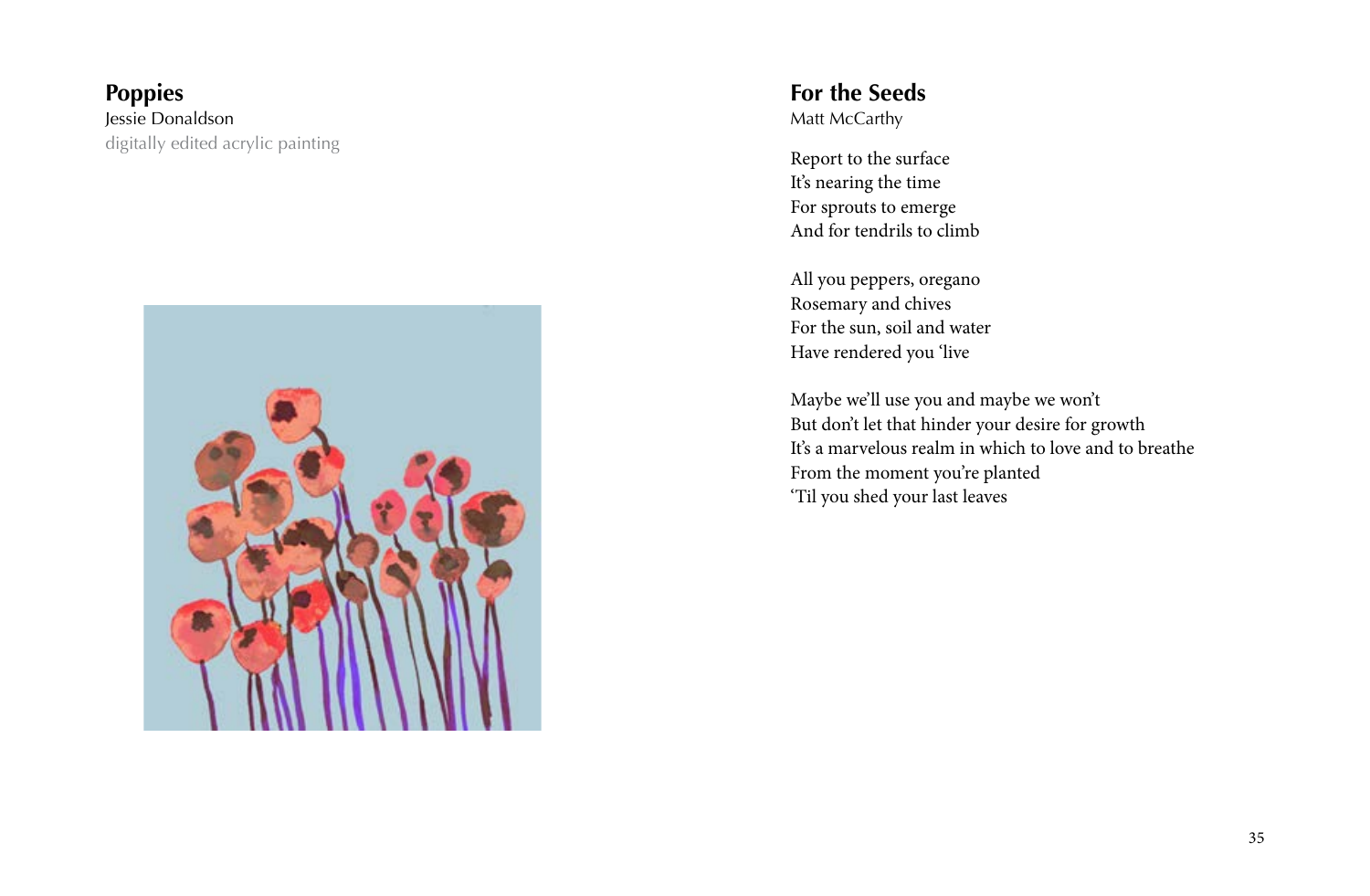## Poppies

Jessie Donaldson

digitally edited acrylic painting

## For the Seeds

Matt McCarthy

Report to the surface
It's nearing the time
For sprouts to emerge
And for tendrils to climb

All you peppers, oregano
Rosemary and chives
For the sun, soil and water
Have rendered you 'live

Maybe we'll use you and maybe we won't
But don't let that hinder your desire for growth
It's a marvelous realm in which to love and to breathe
From the moment you're planted
'Til you shed your last leaves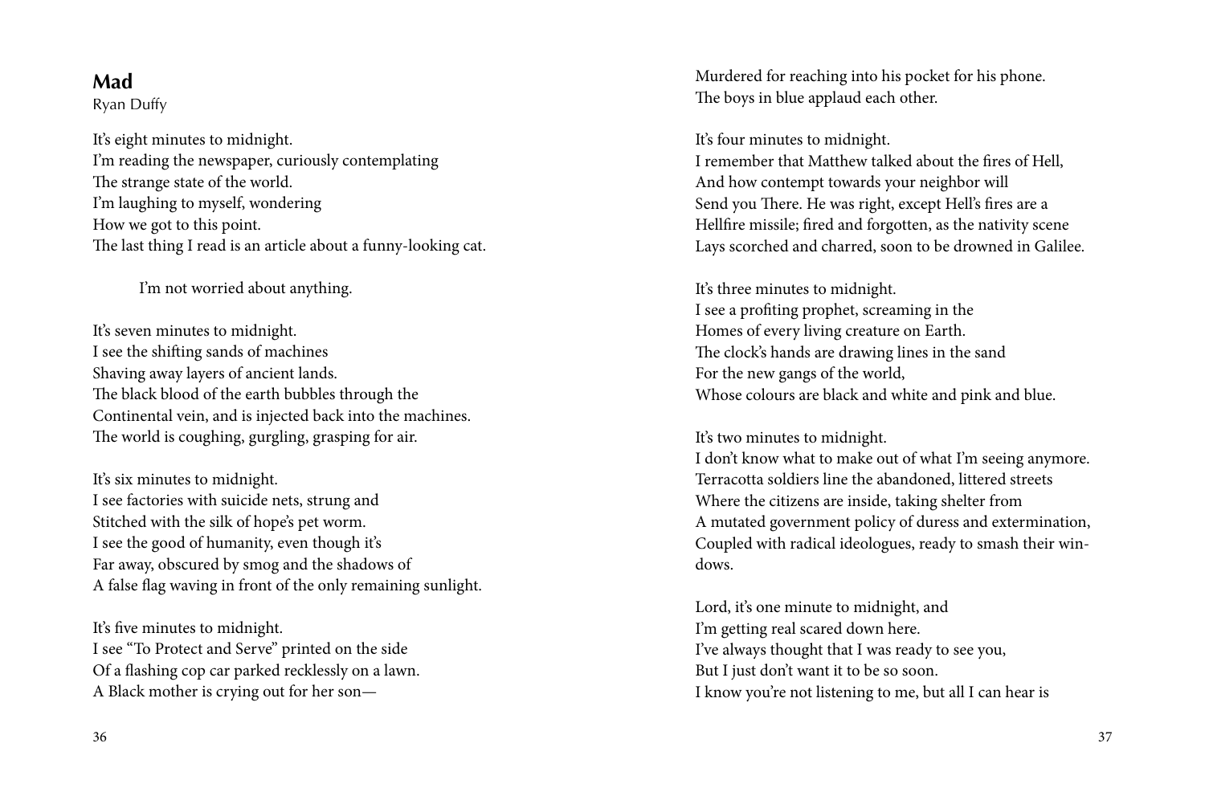## Mad

Ryan Duffy

It's eight minutes to midnight.
I'm reading the newspaper, curiously contemplating
The strange state of the world.
I'm laughing to myself, wondering
How we got to this point.
The last thing I read is an article about a funny-looking cat.

  I'm not worried about anything.

It's seven minutes to midnight.
I see the shifting sands of machines
Shaving away layers of ancient lands.
The black blood of the earth bubbles through the
Continental vein, and is injected back into the machines.
The world is coughing, gurgling, grasping for air.

It's six minutes to midnight.
I see factories with suicide nets, strung and
Stitched with the silk of hope's pet worm.
I see the good of humanity, even though it's
Far away, obscured by smog and the shadows of
A false flag waving in front of the only remaining sunlight.

It's five minutes to midnight.
I see "To Protect and Serve" printed on the side
Of a flashing cop car parked recklessly on a lawn.
A Black mother is crying out for her son—
Murdered for reaching into his pocket for his phone.
The boys in blue applaud each other.

It's four minutes to midnight.
I remember that Matthew talked about the fires of Hell,
And how contempt towards your neighbor will
Send you There. He was right, except Hell's fires are a
Hellfire missile; fired and forgotten, as the nativity scene
Lays scorched and charred, soon to be drowned in Galilee.

It's three minutes to midnight.
I see a profiting prophet, screaming in the
Homes of every living creature on Earth.
The clock's hands are drawing lines in the sand
For the new gangs of the world,
Whose colours are black and white and pink and blue.

It's two minutes to midnight.
I don't know what to make out of what I'm seeing anymore.
Terracotta soldiers line the abandoned, littered streets
Where the citizens are inside, taking shelter from
A mutated government policy of duress and extermination,
Coupled with radical ideologues, ready to smash their windows.

Lord, it's one minute to midnight, and
I'm getting real scared down here.
I've always thought that I was ready to see you,
But I just don't want it to be so soon.
I know you're not listening to me, but all I can hear is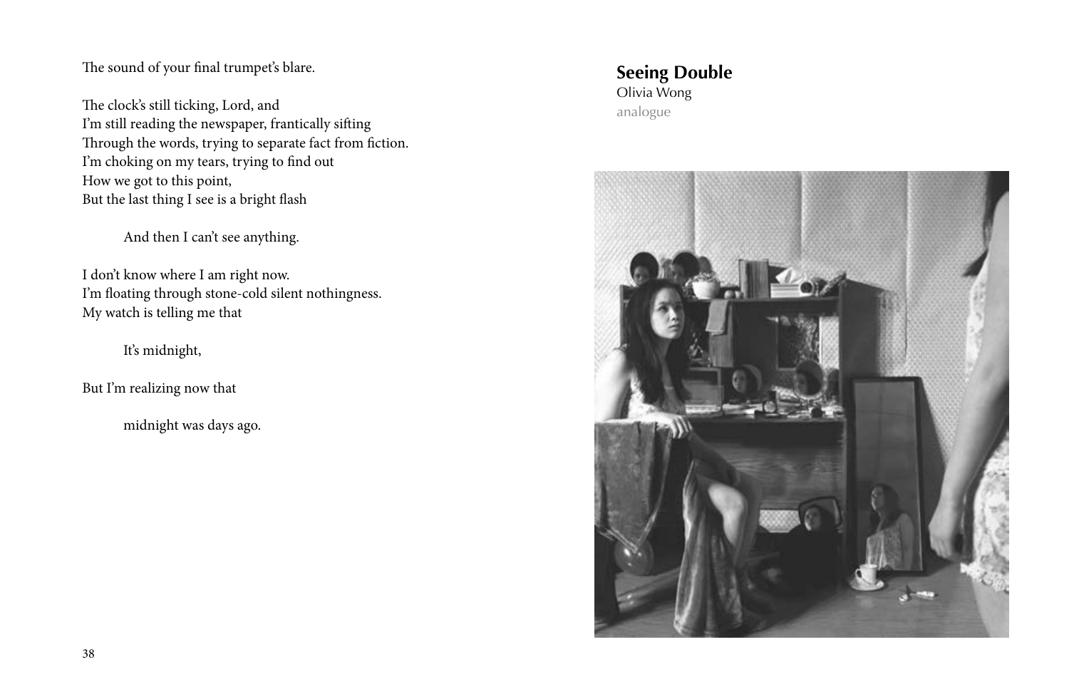The sound of your final trumpet's blare.

The clock's still ticking, Lord, and
I'm still reading the newspaper, frantically sifting
Through the words, trying to separate fact from fiction.
I'm choking on my tears, trying to find out
How we got to this point,
But the last thing I see is a bright flash

And then I can't see anything.

I don't know where I am right now.
I'm floating through stone-cold silent nothingness.
My watch is telling me that

It's midnight,

But I'm realizing now that

midnight was days ago.

**Seeing Double**
Olivia Wong
analogue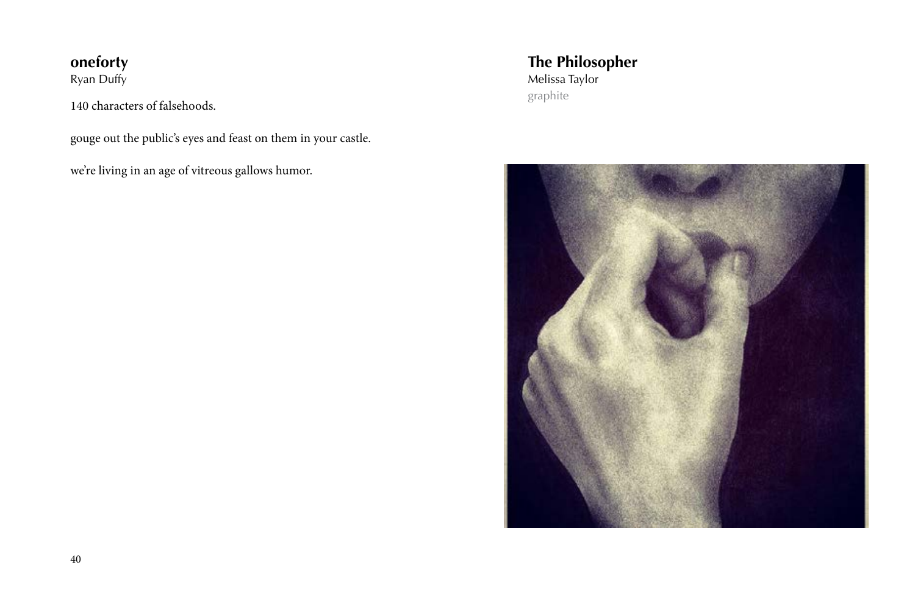## oneforty

Ryan Duffy

140 characters of falsehoods.

gouge out the public's eyes and feast on them in your castle.

we're living in an age of vitreous gallows humor.

## The Philosopher

Melissa Taylor

graphite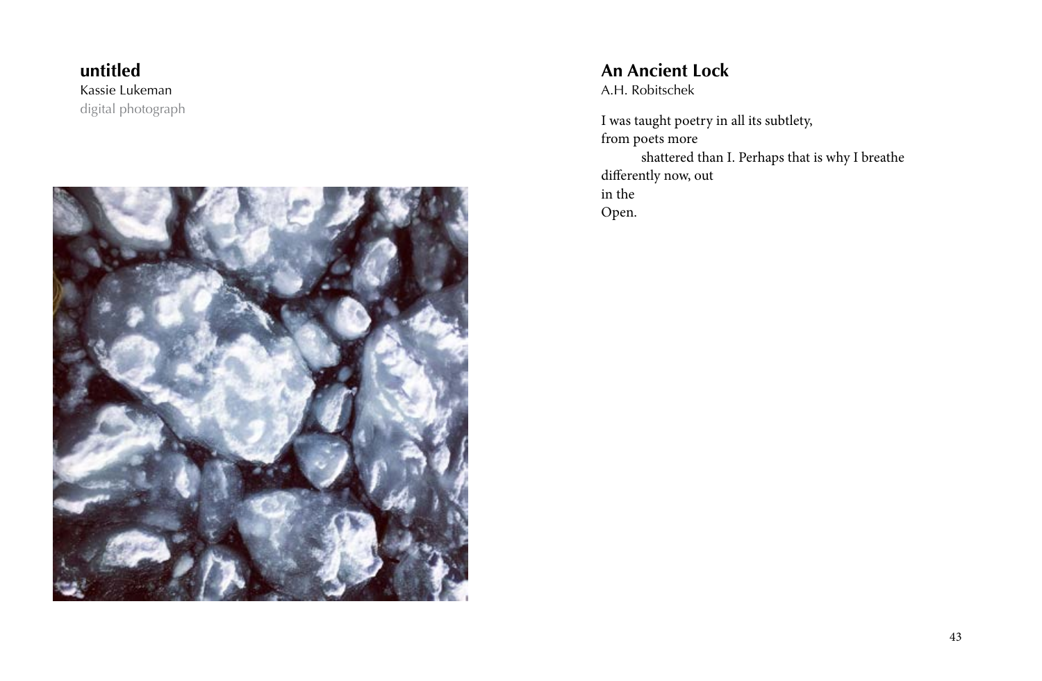## untitled

Kassie Lukeman

digital photograph

## An Ancient Lock

A.H. Robitschek

I was taught poetry in all its subtlety,
from poets more
 shattered than I. Perhaps that is why I breathe
differently now, out
in the
Open.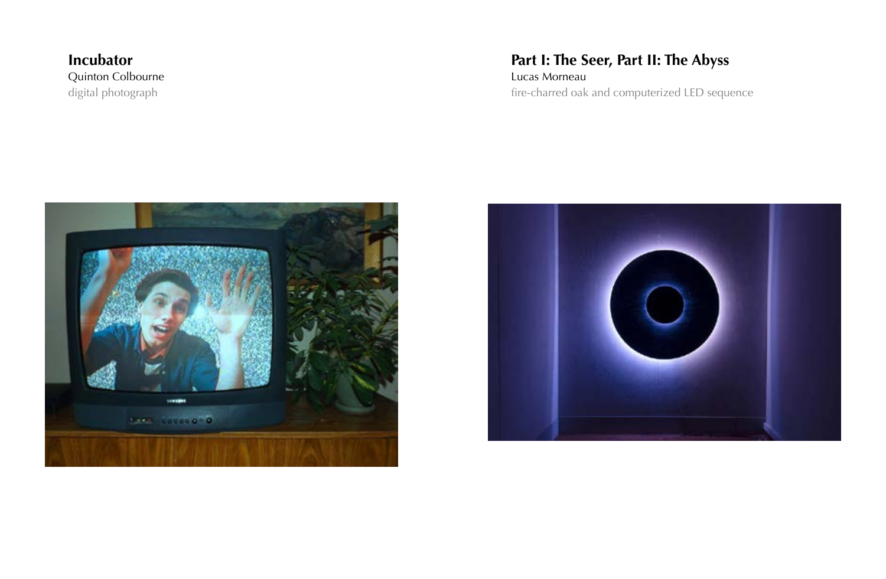**Incubator**
Quinton Colbourne
digital photograph

**Part I: The Seer, Part II: The Abyss**
Lucas Morneau
fire-charred oak and computerized LED sequence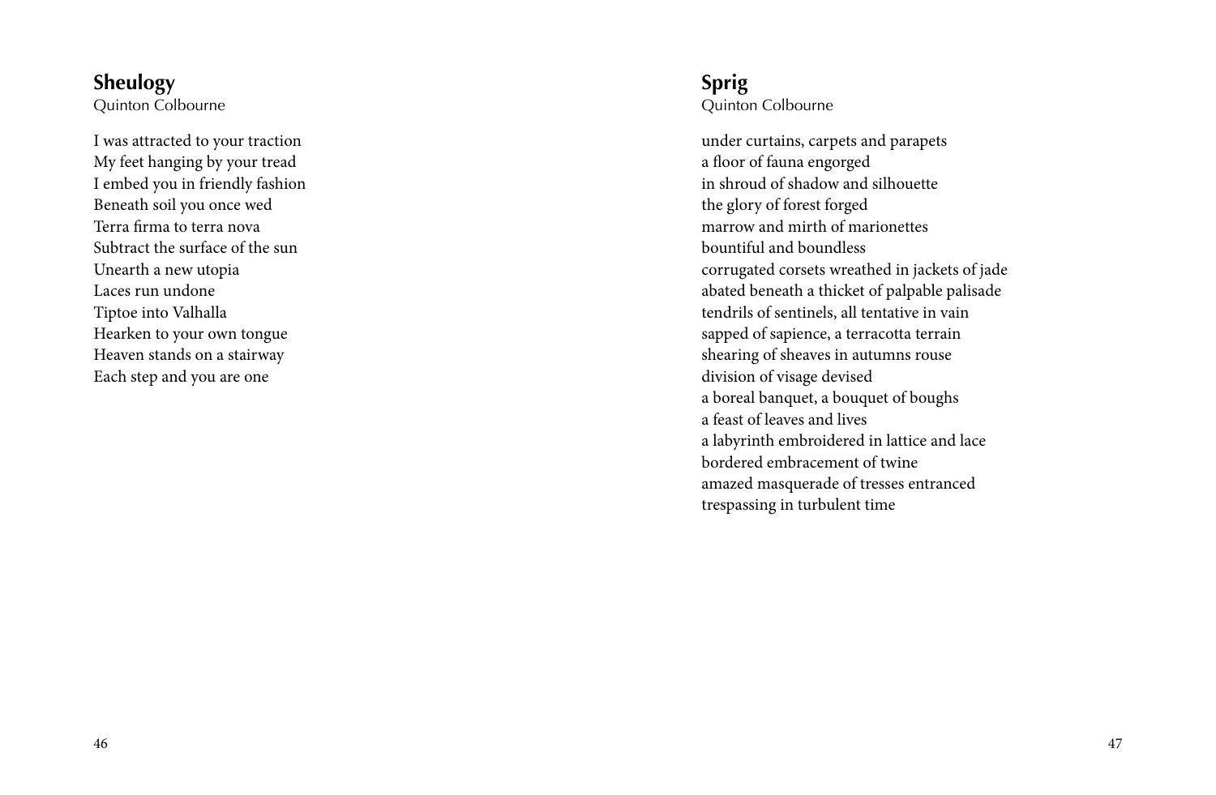## Sheulogy

Quinton Colbourne

I was attracted to your traction
My feet hanging by your tread
I embed you in friendly fashion
Beneath soil you once wed
Terra firma to terra nova
Subtract the surface of the sun
Unearth a new utopia
Laces run undone
Tiptoe into Valhalla
Hearken to your own tongue
Heaven stands on a stairway
Each step and you are one

## Sprig

Quinton Colbourne

under curtains, carpets and parapets
a floor of fauna engorged
in shroud of shadow and silhouette
the glory of forest forged
marrow and mirth of marionettes
bountiful and boundless
corrugated corsets wreathed in jackets of jade
abated beneath a thicket of palpable palisade
tendrils of sentinels, all tentative in vain
sapped of sapience, a terracotta terrain
shearing of sheaves in autumns rouse
division of visage devised
a boreal banquet, a bouquet of boughs
a feast of leaves and lives
a labyrinth embroidered in lattice and lace
bordered embracement of twine
amazed masquerade of tresses entranced
trespassing in turbulent time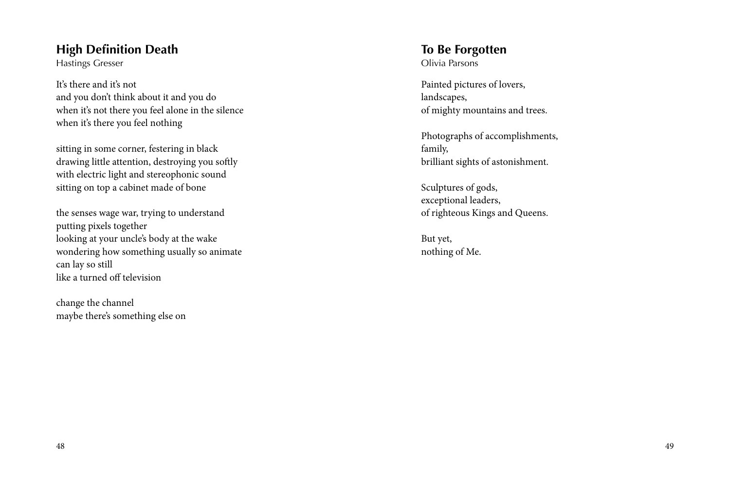## High Definition Death

Hastings Gresser

It's there and it's not  
and you don't think about it and you do  
when it's not there you feel alone in the silence  
when it's there you feel nothing

sitting in some corner, festering in black  
drawing little attention, destroying you softly  
with electric light and stereophonic sound  
sitting on top a cabinet made of bone

the senses wage war, trying to understand  
putting pixels together  
looking at your uncle's body at the wake  
wondering how something usually so animate  
can lay so still  
like a turned off television

change the channel  
maybe there's something else on

## To Be Forgotten

Olivia Parsons

Painted pictures of lovers,  
landscapes,  
of mighty mountains and trees.

Photographs of accomplishments,  
family,  
brilliant sights of astonishment.

Sculptures of gods,  
exceptional leaders,  
of righteous Kings and Queens.

But yet,  
nothing of Me.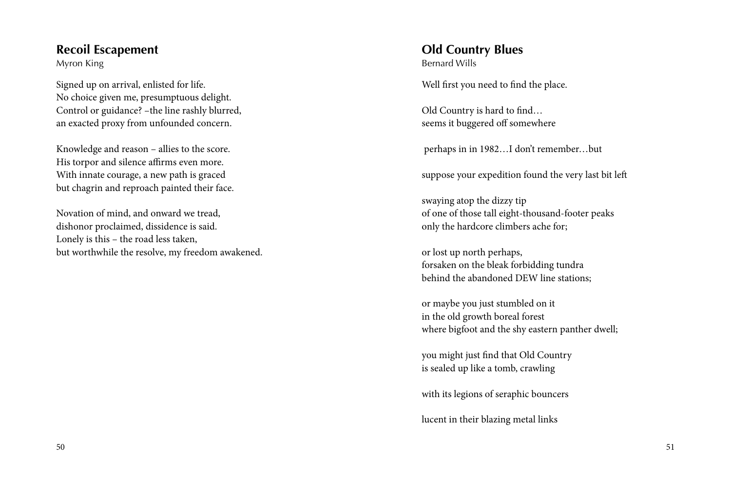## Recoil Escapement

Myron King

Signed up on arrival, enlisted for life.
No choice given me, presumptuous delight.
Control or guidance? –the line rashly blurred,
an exacted proxy from unfounded concern.

Knowledge and reason – allies to the score.
His torpor and silence affirms even more.
With innate courage, a new path is graced
but chagrin and reproach painted their face.

Novation of mind, and onward we tread,
dishonor proclaimed, dissidence is said.
Lonely is this – the road less taken,
but worthwhile the resolve, my freedom awakened.

## Old Country Blues

Bernard Wills

Well first you need to find the place.

Old Country is hard to find…
seems it buggered off somewhere

perhaps in in 1982…I don't remember…but

suppose your expedition found the very last bit left

swaying atop the dizzy tip
of one of those tall eight-thousand-footer peaks
only the hardcore climbers ache for;

or lost up north perhaps,
forsaken on the bleak forbidding tundra
behind the abandoned DEW line stations;

or maybe you just stumbled on it
in the old growth boreal forest
where bigfoot and the shy eastern panther dwell;

you might just find that Old Country
is sealed up like a tomb, crawling

with its legions of seraphic bouncers

lucent in their blazing metal links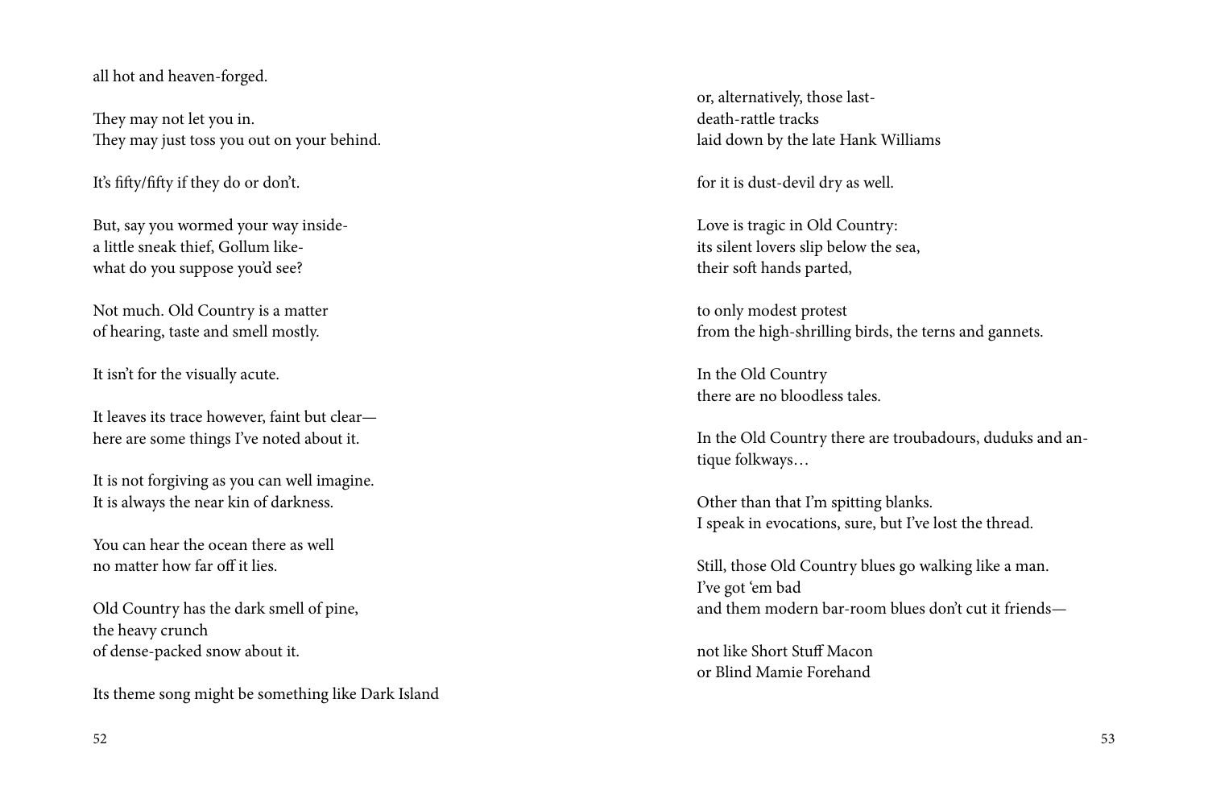all hot and heaven-forged.

They may not let you in.
They may just toss you out on your behind.

It's fifty/fifty if they do or don't.

But, say you wormed your way inside-
a little sneak thief, Gollum like-
what do you suppose you'd see?

Not much. Old Country is a matter
of hearing, taste and smell mostly.

It isn't for the visually acute.

It leaves its trace however, faint but clear—
here are some things I've noted about it.

It is not forgiving as you can well imagine.
It is always the near kin of darkness.

You can hear the ocean there as well
no matter how far off it lies.

Old Country has the dark smell of pine,
the heavy crunch
of dense-packed snow about it.

Its theme song might be something like Dark Island

or, alternatively, those last-
death-rattle tracks
laid down by the late Hank Williams

for it is dust-devil dry as well.

Love is tragic in Old Country:
its silent lovers slip below the sea,
their soft hands parted,

to only modest protest
from the high-shrilling birds, the terns and gannets.

In the Old Country
there are no bloodless tales.

In the Old Country there are troubadours, duduks and antique folkways…

Other than that I'm spitting blanks.
I speak in evocations, sure, but I've lost the thread.

Still, those Old Country blues go walking like a man.
I've got 'em bad
and them modern bar-room blues don't cut it friends—

not like Short Stuff Macon
or Blind Mamie Forehand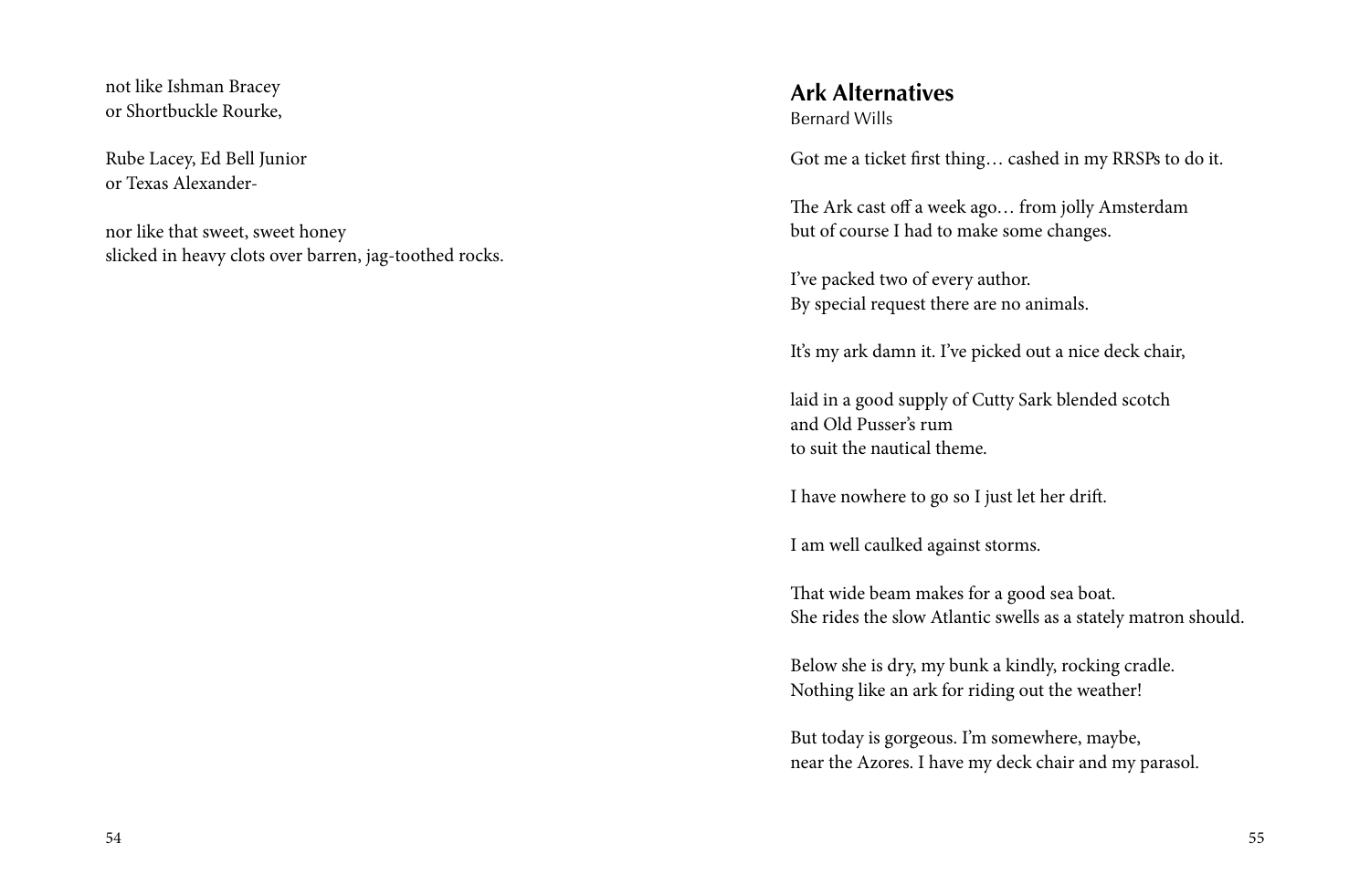not like Ishman Bracey
or Shortbuckle Rourke,

Rube Lacey, Ed Bell Junior
or Texas Alexander-

nor like that sweet, sweet honey
slicked in heavy clots over barren, jag-toothed rocks.

## Ark Alternatives

Bernard Wills

Got me a ticket first thing… cashed in my RRSPs to do it.

The Ark cast off a week ago… from jolly Amsterdam
but of course I had to make some changes.

I've packed two of every author.
By special request there are no animals.

It's my ark damn it. I've picked out a nice deck chair,

laid in a good supply of Cutty Sark blended scotch
and Old Pusser's rum
to suit the nautical theme.

I have nowhere to go so I just let her drift.

I am well caulked against storms.

That wide beam makes for a good sea boat.
She rides the slow Atlantic swells as a stately matron should.

Below she is dry, my bunk a kindly, rocking cradle.
Nothing like an ark for riding out the weather!

But today is gorgeous. I'm somewhere, maybe,
near the Azores. I have my deck chair and my parasol.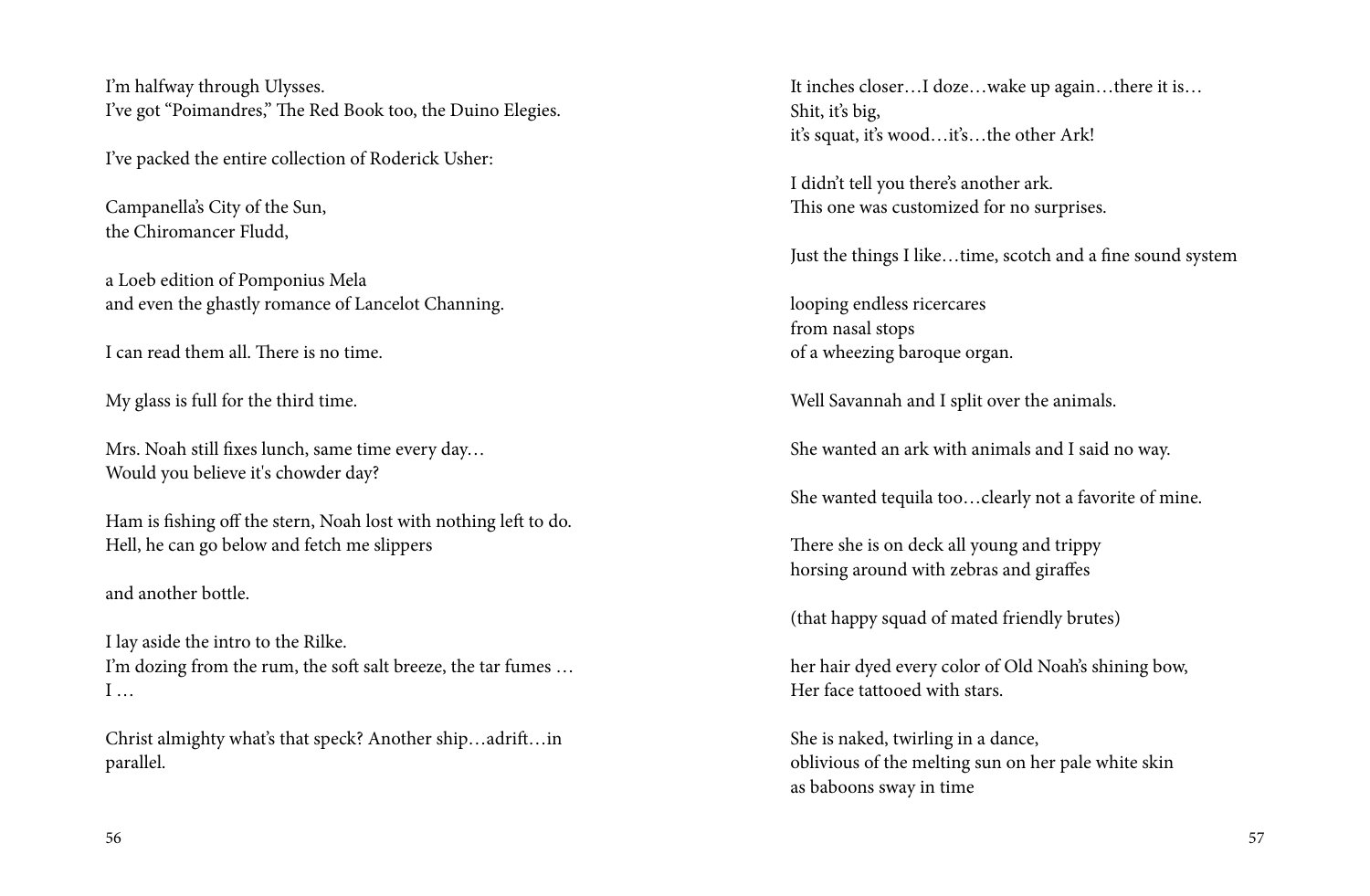I'm halfway through Ulysses.
I've got "Poimandres," The Red Book too, the Duino Elegies.

I've packed the entire collection of Roderick Usher:

Campanella's City of the Sun,
the Chiromancer Fludd,

a Loeb edition of Pomponius Mela
and even the ghastly romance of Lancelot Channing.

I can read them all. There is no time.

My glass is full for the third time.

Mrs. Noah still fixes lunch, same time every day…
Would you believe it's chowder day?

Ham is fishing off the stern, Noah lost with nothing left to do.
Hell, he can go below and fetch me slippers

and another bottle.

I lay aside the intro to the Rilke.
I'm dozing from the rum, the soft salt breeze, the tar fumes …
I …

Christ almighty what's that speck? Another ship…adrift…in parallel.

It inches closer…I doze…wake up again…there it is…
Shit, it's big,
it's squat, it's wood…it's…the other Ark!

I didn't tell you there's another ark.
This one was customized for no surprises.

Just the things I like…time, scotch and a fine sound system

looping endless ricercares
from nasal stops
of a wheezing baroque organ.

Well Savannah and I split over the animals.

She wanted an ark with animals and I said no way.

She wanted tequila too…clearly not a favorite of mine.

There she is on deck all young and trippy
horsing around with zebras and giraffes

(that happy squad of mated friendly brutes)

her hair dyed every color of Old Noah's shining bow,
Her face tattooed with stars.

She is naked, twirling in a dance,
oblivious of the melting sun on her pale white skin
as baboons sway in time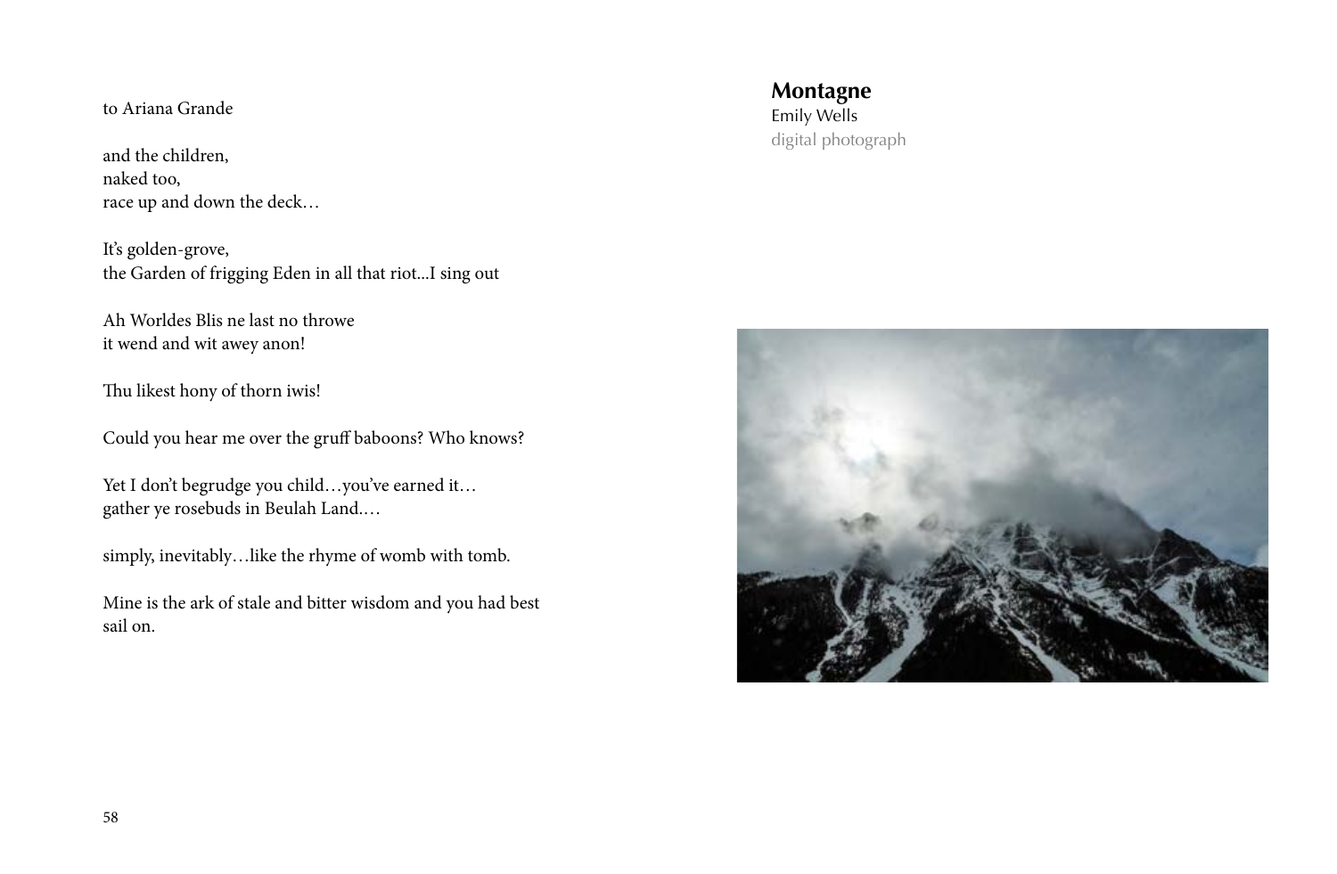to Ariana Grande

and the children,  
naked too,  
race up and down the deck…

It's golden-grove,  
the Garden of frigging Eden in all that riot...I sing out

Ah Worldes Blis ne last no throwe  
it wend and wit awey anon!

Thu likest hony of thorn iwis!

Could you hear me over the gruff baboons? Who knows?

Yet I don't begrudge you child…you've earned it…  
gather ye rosebuds in Beulah Land.…

simply, inevitably…like the rhyme of womb with tomb.

Mine is the ark of stale and bitter wisdom and you had best  
sail on.

**Montagne**  
Emily Wells  
digital photograph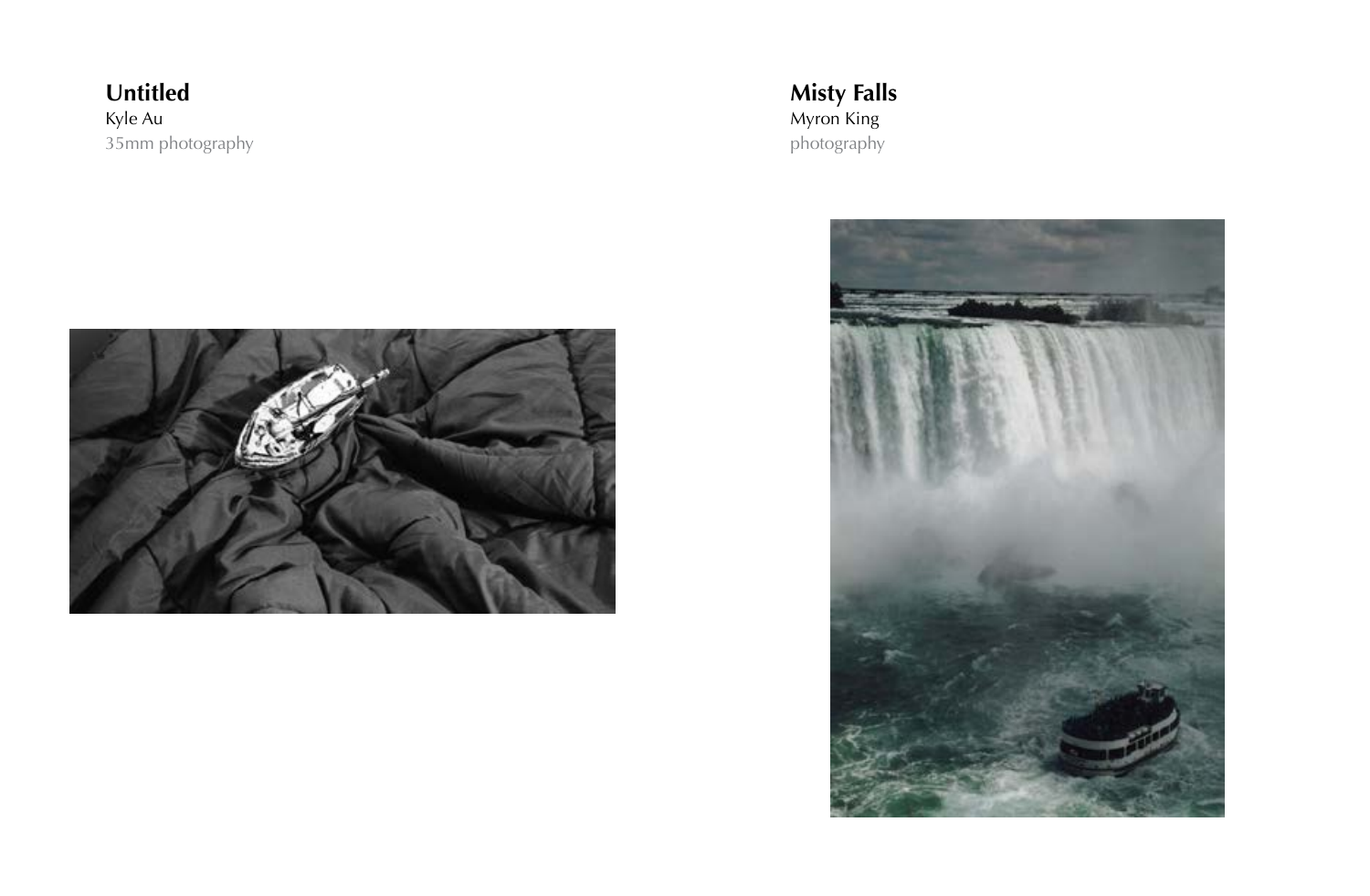**Untitled**
Kyle Au
35mm photography

**Misty Falls**
Myron King
photography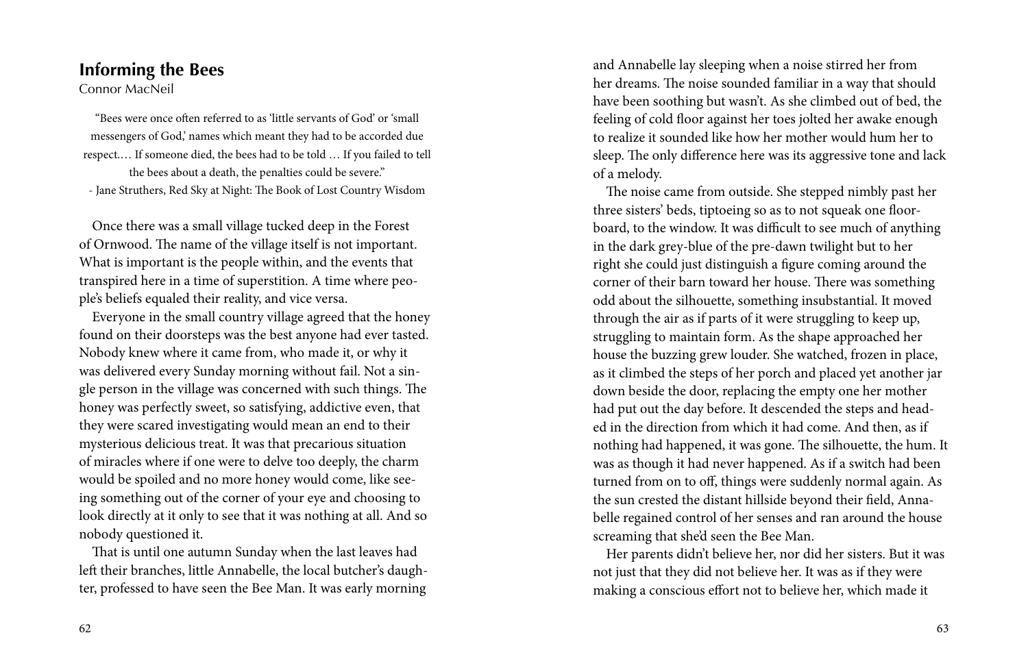## Informing the Bees

Connor MacNeil

> "Bees were once often referred to as 'little servants of God' or 'small messengers of God,' names which meant they had to be accorded due respect.… If someone died, the bees had to be told … If you failed to tell the bees about a death, the penalties could be severe."
>
> - Jane Struthers, Red Sky at Night: The Book of Lost Country Wisdom

Once there was a small village tucked deep in the Forest of Ornwood. The name of the village itself is not important. What is important is the people within, and the events that transpired here in a time of superstition. A time where people's beliefs equaled their reality, and vice versa.

Everyone in the small country village agreed that the honey found on their doorsteps was the best anyone had ever tasted. Nobody knew where it came from, who made it, or why it was delivered every Sunday morning without fail. Not a single person in the village was concerned with such things. The honey was perfectly sweet, so satisfying, addictive even, that they were scared investigating would mean an end to their mysterious delicious treat. It was that precarious situation of miracles where if one were to delve too deeply, the charm would be spoiled and no more honey would come, like seeing something out of the corner of your eye and choosing to look directly at it only to see that it was nothing at all. And so nobody questioned it.

That is until one autumn Sunday when the last leaves had left their branches, little Annabelle, the local butcher's daughter, professed to have seen the Bee Man. It was early morning and Annabelle lay sleeping when a noise stirred her from her dreams. The noise sounded familiar in a way that should have been soothing but wasn't. As she climbed out of bed, the feeling of cold floor against her toes jolted her awake enough to realize it sounded like how her mother would hum her to sleep. The only difference here was its aggressive tone and lack of a melody.

The noise came from outside. She stepped nimbly past her three sisters' beds, tiptoeing so as to not squeak one floorboard, to the window. It was difficult to see much of anything in the dark grey-blue of the pre-dawn twilight but to her right she could just distinguish a figure coming around the corner of their barn toward her house. There was something odd about the silhouette, something insubstantial. It moved through the air as if parts of it were struggling to keep up, struggling to maintain form. As the shape approached her house the buzzing grew louder. She watched, frozen in place, as it climbed the steps of her porch and placed yet another jar down beside the door, replacing the empty one her mother had put out the day before. It descended the steps and headed in the direction from which it had come. And then, as if nothing had happened, it was gone. The silhouette, the hum. It was as though it had never happened. As if a switch had been turned from on to off, things were suddenly normal again. As the sun crested the distant hillside beyond their field, Annabelle regained control of her senses and ran around the house screaming that she'd seen the Bee Man.

Her parents didn't believe her, nor did her sisters. But it was not just that they did not believe her. It was as if they were making a conscious effort not to believe her, which made it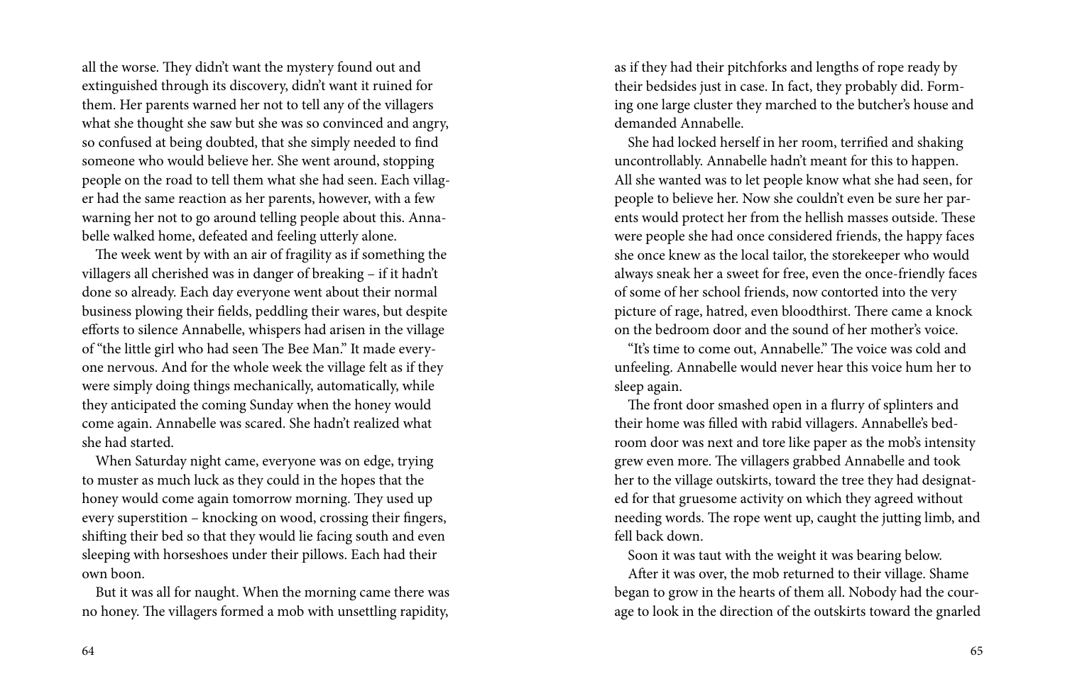all the worse. They didn't want the mystery found out and extinguished through its discovery, didn't want it ruined for them. Her parents warned her not to tell any of the villagers what she thought she saw but she was so convinced and angry, so confused at being doubted, that she simply needed to find someone who would believe her. She went around, stopping people on the road to tell them what she had seen. Each villager had the same reaction as her parents, however, with a few warning her not to go around telling people about this. Annabelle walked home, defeated and feeling utterly alone.

The week went by with an air of fragility as if something the villagers all cherished was in danger of breaking – if it hadn't done so already. Each day everyone went about their normal business plowing their fields, peddling their wares, but despite efforts to silence Annabelle, whispers had arisen in the village of "the little girl who had seen The Bee Man." It made everyone nervous. And for the whole week the village felt as if they were simply doing things mechanically, automatically, while they anticipated the coming Sunday when the honey would come again. Annabelle was scared. She hadn't realized what she had started.

When Saturday night came, everyone was on edge, trying to muster as much luck as they could in the hopes that the honey would come again tomorrow morning. They used up every superstition – knocking on wood, crossing their fingers, shifting their bed so that they would lie facing south and even sleeping with horseshoes under their pillows. Each had their own boon.

But it was all for naught. When the morning came there was no honey. The villagers formed a mob with unsettling rapidity, as if they had their pitchforks and lengths of rope ready by their bedsides just in case. In fact, they probably did. Forming one large cluster they marched to the butcher's house and demanded Annabelle.

She had locked herself in her room, terrified and shaking uncontrollably. Annabelle hadn't meant for this to happen. All she wanted was to let people know what she had seen, for people to believe her. Now she couldn't even be sure her parents would protect her from the hellish masses outside. These were people she had once considered friends, the happy faces she once knew as the local tailor, the storekeeper who would always sneak her a sweet for free, even the once-friendly faces of some of her school friends, now contorted into the very picture of rage, hatred, even bloodthirst. There came a knock on the bedroom door and the sound of her mother's voice.

"It's time to come out, Annabelle." The voice was cold and unfeeling. Annabelle would never hear this voice hum her to sleep again.

The front door smashed open in a flurry of splinters and their home was filled with rabid villagers. Annabelle's bedroom door was next and tore like paper as the mob's intensity grew even more. The villagers grabbed Annabelle and took her to the village outskirts, toward the tree they had designated for that gruesome activity on which they agreed without needing words. The rope went up, caught the jutting limb, and fell back down.

Soon it was taut with the weight it was bearing below.

After it was over, the mob returned to their village. Shame began to grow in the hearts of them all. Nobody had the courage to look in the direction of the outskirts toward the gnarled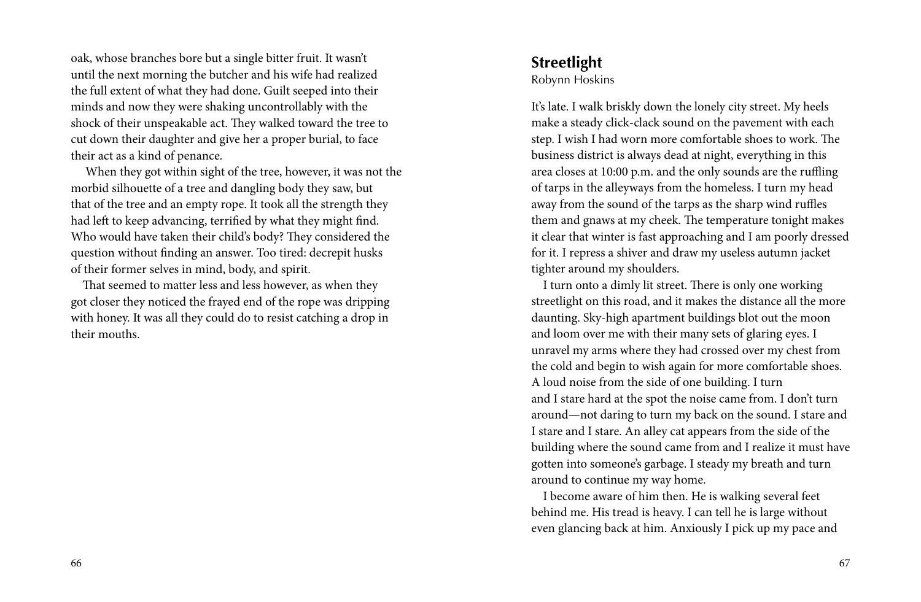oak, whose branches bore but a single bitter fruit. It wasn't until the next morning the butcher and his wife had realized the full extent of what they had done. Guilt seeped into their minds and now they were shaking uncontrollably with the shock of their unspeakable act. They walked toward the tree to cut down their daughter and give her a proper burial, to face their act as a kind of penance.

When they got within sight of the tree, however, it was not the morbid silhouette of a tree and dangling body they saw, but that of the tree and an empty rope. It took all the strength they had left to keep advancing, terrified by what they might find. Who would have taken their child's body? They considered the question without finding an answer. Too tired: decrepit husks of their former selves in mind, body, and spirit.

That seemed to matter less and less however, as when they got closer they noticed the frayed end of the rope was dripping with honey. It was all they could do to resist catching a drop in their mouths.

## Streetlight

Robynn Hoskins

It's late. I walk briskly down the lonely city street. My heels make a steady click-clack sound on the pavement with each step. I wish I had worn more comfortable shoes to work. The business district is always dead at night, everything in this area closes at 10:00 p.m. and the only sounds are the ruffling of tarps in the alleyways from the homeless. I turn my head away from the sound of the tarps as the sharp wind ruffles them and gnaws at my cheek. The temperature tonight makes it clear that winter is fast approaching and I am poorly dressed for it. I repress a shiver and draw my useless autumn jacket tighter around my shoulders.

I turn onto a dimly lit street. There is only one working streetlight on this road, and it makes the distance all the more daunting. Sky-high apartment buildings blot out the moon and loom over me with their many sets of glaring eyes. I unravel my arms where they had crossed over my chest from the cold and begin to wish again for more comfortable shoes. A loud noise from the side of one building. I turn and I stare hard at the spot the noise came from. I don't turn around—not daring to turn my back on the sound. I stare and I stare and I stare. An alley cat appears from the side of the building where the sound came from and I realize it must have gotten into someone's garbage. I steady my breath and turn around to continue my way home.

I become aware of him then. He is walking several feet behind me. His tread is heavy. I can tell he is large without even glancing back at him. Anxiously I pick up my pace and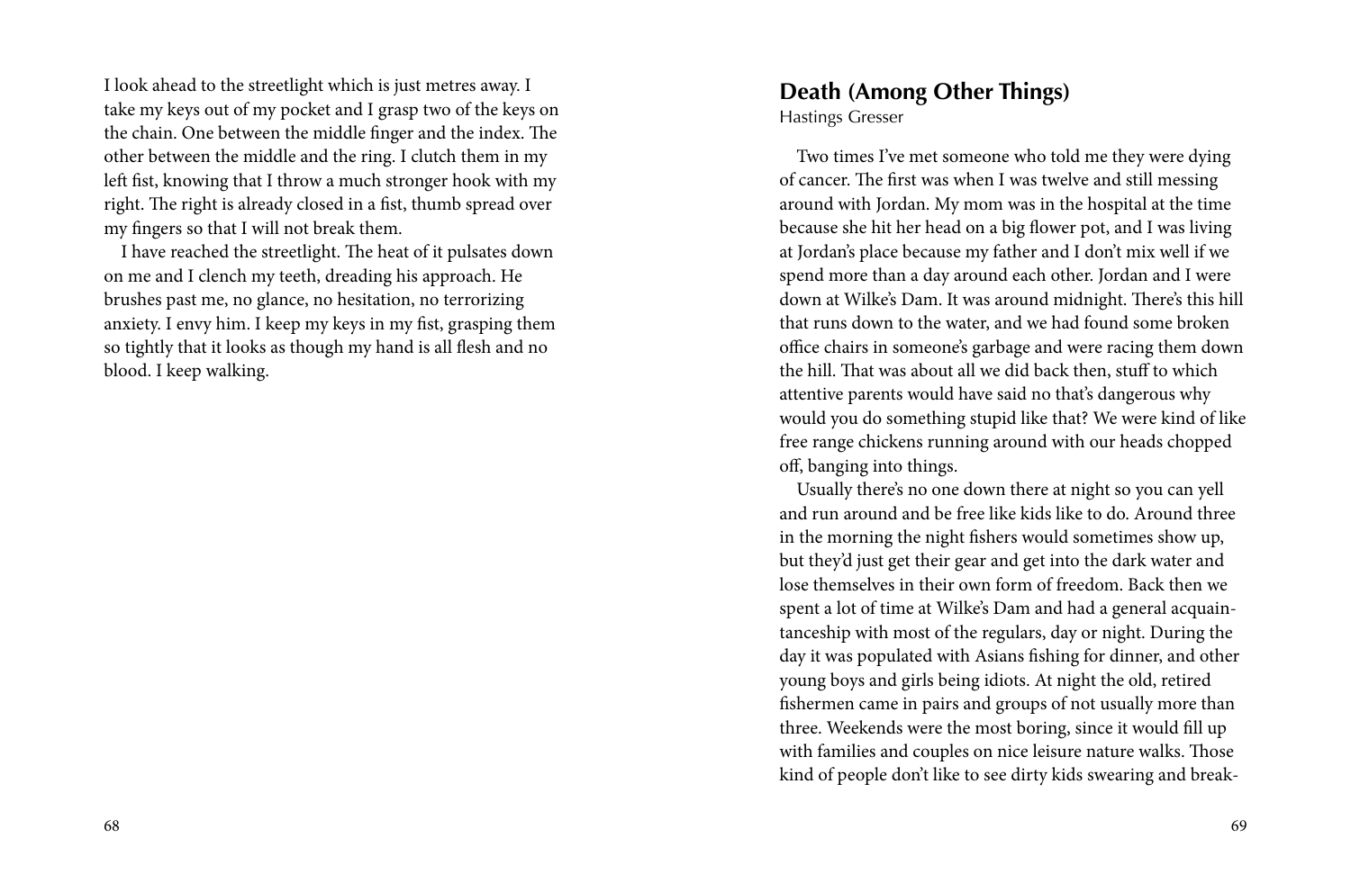I look ahead to the streetlight which is just metres away. I take my keys out of my pocket and I grasp two of the keys on the chain. One between the middle finger and the index. The other between the middle and the ring. I clutch them in my left fist, knowing that I throw a much stronger hook with my right. The right is already closed in a fist, thumb spread over my fingers so that I will not break them.

I have reached the streetlight. The heat of it pulsates down on me and I clench my teeth, dreading his approach. He brushes past me, no glance, no hesitation, no terrorizing anxiety. I envy him. I keep my keys in my fist, grasping them so tightly that it looks as though my hand is all flesh and no blood. I keep walking.

## Death (Among Other Things)

Hastings Gresser

Two times I've met someone who told me they were dying of cancer. The first was when I was twelve and still messing around with Jordan. My mom was in the hospital at the time because she hit her head on a big flower pot, and I was living at Jordan's place because my father and I don't mix well if we spend more than a day around each other. Jordan and I were down at Wilke's Dam. It was around midnight. There's this hill that runs down to the water, and we had found some broken office chairs in someone's garbage and were racing them down the hill. That was about all we did back then, stuff to which attentive parents would have said no that's dangerous why would you do something stupid like that? We were kind of like free range chickens running around with our heads chopped off, banging into things.

Usually there's no one down there at night so you can yell and run around and be free like kids like to do. Around three in the morning the night fishers would sometimes show up, but they'd just get their gear and get into the dark water and lose themselves in their own form of freedom. Back then we spent a lot of time at Wilke's Dam and had a general acquaintanceship with most of the regulars, day or night. During the day it was populated with Asians fishing for dinner, and other young boys and girls being idiots. At night the old, retired fishermen came in pairs and groups of not usually more than three. Weekends were the most boring, since it would fill up with families and couples on nice leisure nature walks. Those kind of people don't like to see dirty kids swearing and break-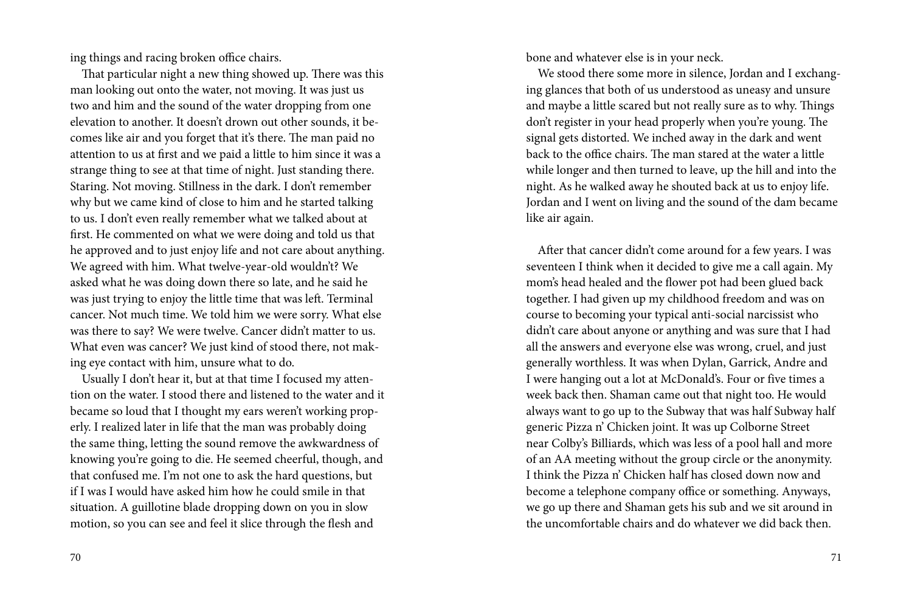ing things and racing broken office chairs.

That particular night a new thing showed up. There was this man looking out onto the water, not moving. It was just us two and him and the sound of the water dropping from one elevation to another. It doesn't drown out other sounds, it becomes like air and you forget that it's there. The man paid no attention to us at first and we paid a little to him since it was a strange thing to see at that time of night. Just standing there. Staring. Not moving. Stillness in the dark. I don't remember why but we came kind of close to him and he started talking to us. I don't even really remember what we talked about at first. He commented on what we were doing and told us that he approved and to just enjoy life and not care about anything. We agreed with him. What twelve-year-old wouldn't? We asked what he was doing down there so late, and he said he was just trying to enjoy the little time that was left. Terminal cancer. Not much time. We told him we were sorry. What else was there to say? We were twelve. Cancer didn't matter to us. What even was cancer? We just kind of stood there, not making eye contact with him, unsure what to do.

Usually I don't hear it, but at that time I focused my attention on the water. I stood there and listened to the water and it became so loud that I thought my ears weren't working properly. I realized later in life that the man was probably doing the same thing, letting the sound remove the awkwardness of knowing you're going to die. He seemed cheerful, though, and that confused me. I'm not one to ask the hard questions, but if I was I would have asked him how he could smile in that situation. A guillotine blade dropping down on you in slow motion, so you can see and feel it slice through the flesh and bone and whatever else is in your neck.

We stood there some more in silence, Jordan and I exchanging glances that both of us understood as uneasy and unsure and maybe a little scared but not really sure as to why. Things don't register in your head properly when you're young. The signal gets distorted. We inched away in the dark and went back to the office chairs. The man stared at the water a little while longer and then turned to leave, up the hill and into the night. As he walked away he shouted back at us to enjoy life. Jordan and I went on living and the sound of the dam became like air again.

After that cancer didn't come around for a few years. I was seventeen I think when it decided to give me a call again. My mom's head healed and the flower pot had been glued back together. I had given up my childhood freedom and was on course to becoming your typical anti-social narcissist who didn't care about anyone or anything and was sure that I had all the answers and everyone else was wrong, cruel, and just generally worthless. It was when Dylan, Garrick, Andre and I were hanging out a lot at McDonald's. Four or five times a week back then. Shaman came out that night too. He would always want to go up to the Subway that was half Subway half generic Pizza n' Chicken joint. It was up Colborne Street near Colby's Billiards, which was less of a pool hall and more of an AA meeting without the group circle or the anonymity. I think the Pizza n' Chicken half has closed down now and become a telephone company office or something. Anyways, we go up there and Shaman gets his sub and we sit around in the uncomfortable chairs and do whatever we did back then.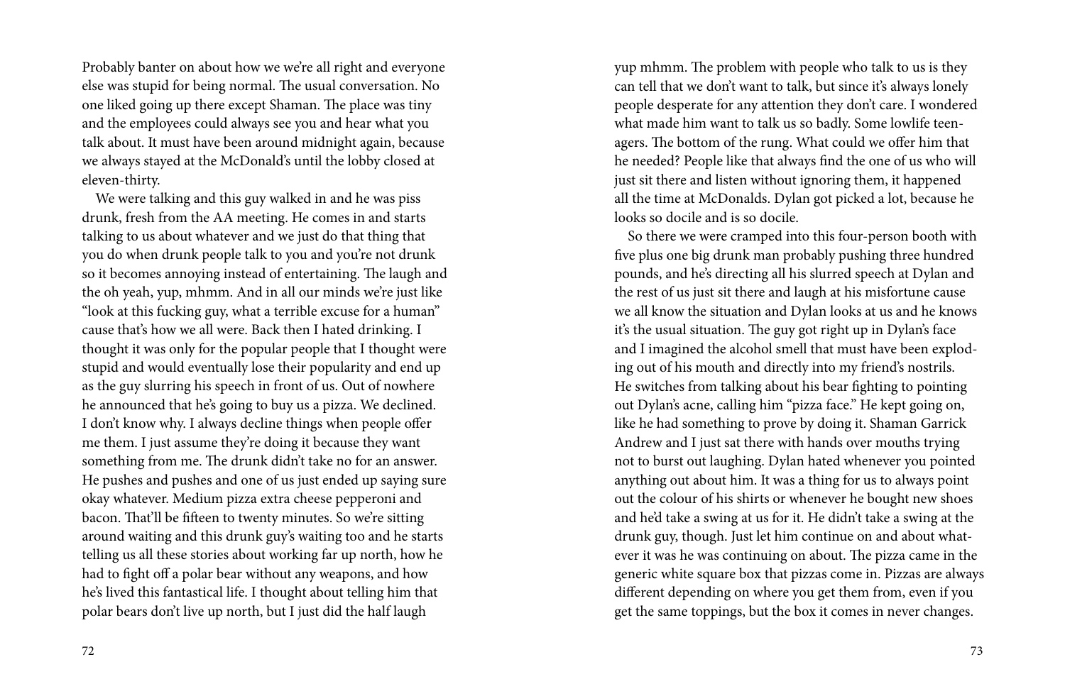Probably banter on about how we we're all right and everyone else was stupid for being normal. The usual conversation. No one liked going up there except Shaman. The place was tiny and the employees could always see you and hear what you talk about. It must have been around midnight again, because we always stayed at the McDonald's until the lobby closed at eleven-thirty.

We were talking and this guy walked in and he was piss drunk, fresh from the AA meeting. He comes in and starts talking to us about whatever and we just do that thing that you do when drunk people talk to you and you're not drunk so it becomes annoying instead of entertaining. The laugh and the oh yeah, yup, mhmm. And in all our minds we're just like "look at this fucking guy, what a terrible excuse for a human" cause that's how we all were. Back then I hated drinking. I thought it was only for the popular people that I thought were stupid and would eventually lose their popularity and end up as the guy slurring his speech in front of us. Out of nowhere he announced that he's going to buy us a pizza. We declined. I don't know why. I always decline things when people offer me them. I just assume they're doing it because they want something from me. The drunk didn't take no for an answer. He pushes and pushes and one of us just ended up saying sure okay whatever. Medium pizza extra cheese pepperoni and bacon. That'll be fifteen to twenty minutes. So we're sitting around waiting and this drunk guy's waiting too and he starts telling us all these stories about working far up north, how he had to fight off a polar bear without any weapons, and how he's lived this fantastical life. I thought about telling him that polar bears don't live up north, but I just did the half laugh yup mhmm. The problem with people who talk to us is they can tell that we don't want to talk, but since it's always lonely people desperate for any attention they don't care. I wondered what made him want to talk us so badly. Some lowlife teenagers. The bottom of the rung. What could we offer him that he needed? People like that always find the one of us who will just sit there and listen without ignoring them, it happened all the time at McDonalds. Dylan got picked a lot, because he looks so docile and is so docile.

So there we were cramped into this four-person booth with five plus one big drunk man probably pushing three hundred pounds, and he's directing all his slurred speech at Dylan and the rest of us just sit there and laugh at his misfortune cause we all know the situation and Dylan looks at us and he knows it's the usual situation. The guy got right up in Dylan's face and I imagined the alcohol smell that must have been exploding out of his mouth and directly into my friend's nostrils. He switches from talking about his bear fighting to pointing out Dylan's acne, calling him "pizza face." He kept going on, like he had something to prove by doing it. Shaman Garrick Andrew and I just sat there with hands over mouths trying not to burst out laughing. Dylan hated whenever you pointed anything out about him. It was a thing for us to always point out the colour of his shirts or whenever he bought new shoes and he'd take a swing at us for it. He didn't take a swing at the drunk guy, though. Just let him continue on and about whatever it was he was continuing on about. The pizza came in the generic white square box that pizzas come in. Pizzas are always different depending on where you get them from, even if you get the same toppings, but the box it comes in never changes.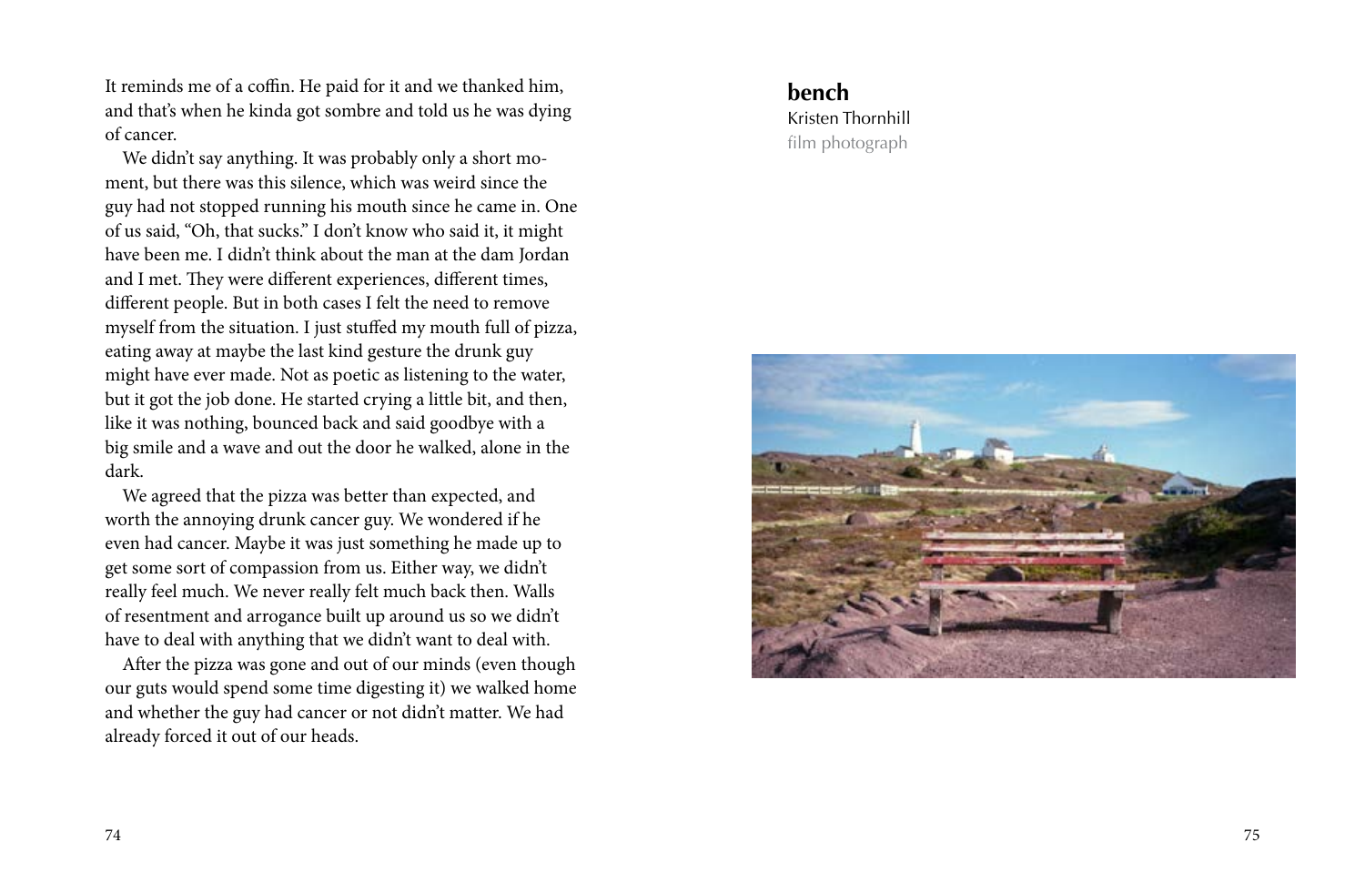It reminds me of a coffin. He paid for it and we thanked him, and that's when he kinda got sombre and told us he was dying of cancer.

We didn't say anything. It was probably only a short moment, but there was this silence, which was weird since the guy had not stopped running his mouth since he came in. One of us said, "Oh, that sucks." I don't know who said it, it might have been me. I didn't think about the man at the dam Jordan and I met. They were different experiences, different times, different people. But in both cases I felt the need to remove myself from the situation. I just stuffed my mouth full of pizza, eating away at maybe the last kind gesture the drunk guy might have ever made. Not as poetic as listening to the water, but it got the job done. He started crying a little bit, and then, like it was nothing, bounced back and said goodbye with a big smile and a wave and out the door he walked, alone in the dark.

We agreed that the pizza was better than expected, and worth the annoying drunk cancer guy. We wondered if he even had cancer. Maybe it was just something he made up to get some sort of compassion from us. Either way, we didn't really feel much. We never really felt much back then. Walls of resentment and arrogance built up around us so we didn't have to deal with anything that we didn't want to deal with.

After the pizza was gone and out of our minds (even though our guts would spend some time digesting it) we walked home and whether the guy had cancer or not didn't matter. We had already forced it out of our heads.

**bench**

Kristen Thornhill

film photograph